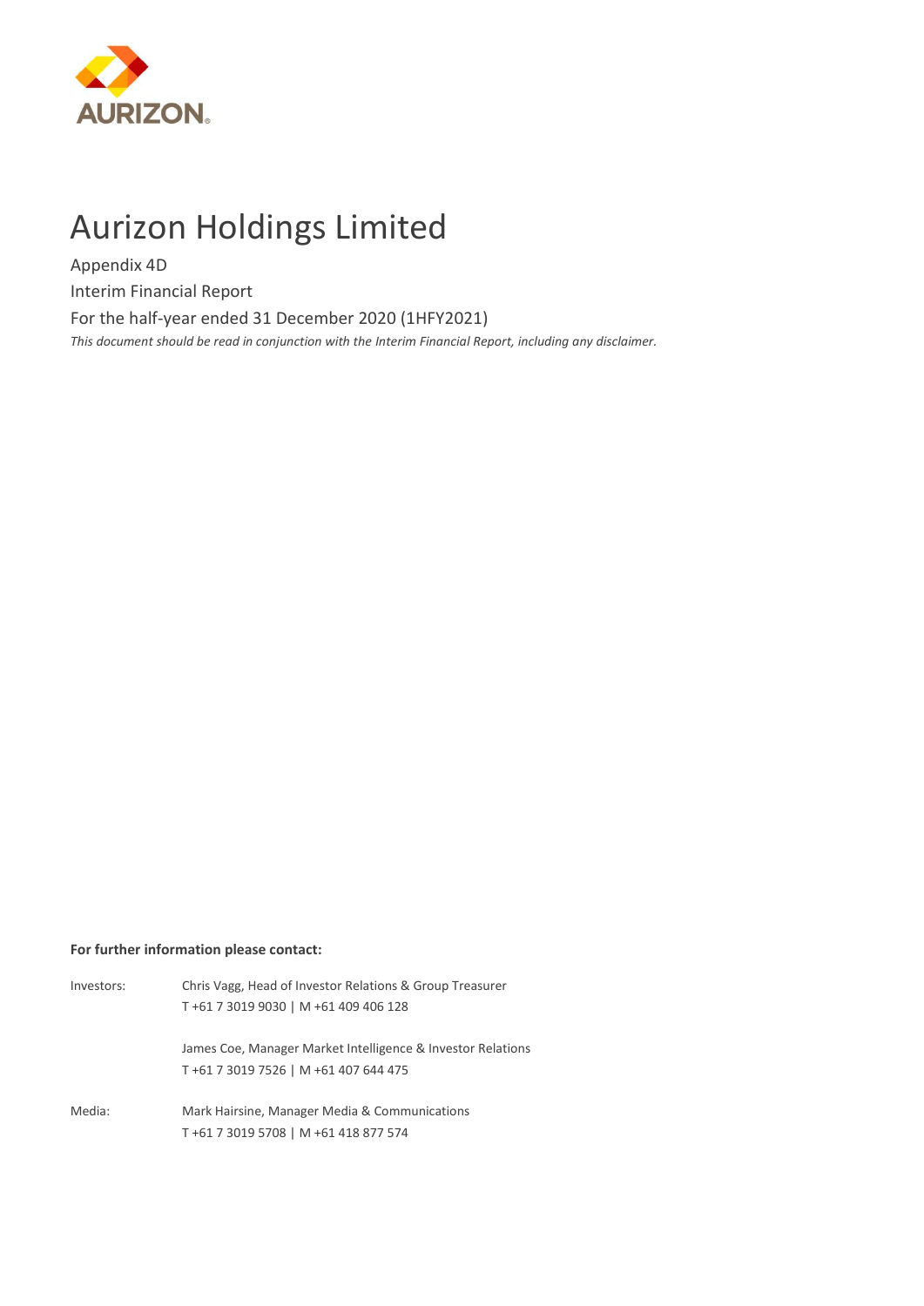AURIZON

# Aurizon Holdings Limited

Appendix 4D

Interim Financial Report

For the half-year ended 31 December 2020 (1HFY2021)

*This document should be read in conjunction with the Interim Financial Report, including any disclaimer.*

**For further information please contact:**

| | |
|---|---|
| Investors: | Chris Vagg, Head of Investor Relations & Group Treasurer<br>T +61 7 3019 9030 \| M +61 409 406 128 |
| | James Coe, Manager Market Intelligence & Investor Relations<br>T +61 7 3019 7526 \| M +61 407 644 475 |
| Media: | Mark Hairsine, Manager Media & Communications<br>T +61 7 3019 5708 \| M +61 418 877 574 |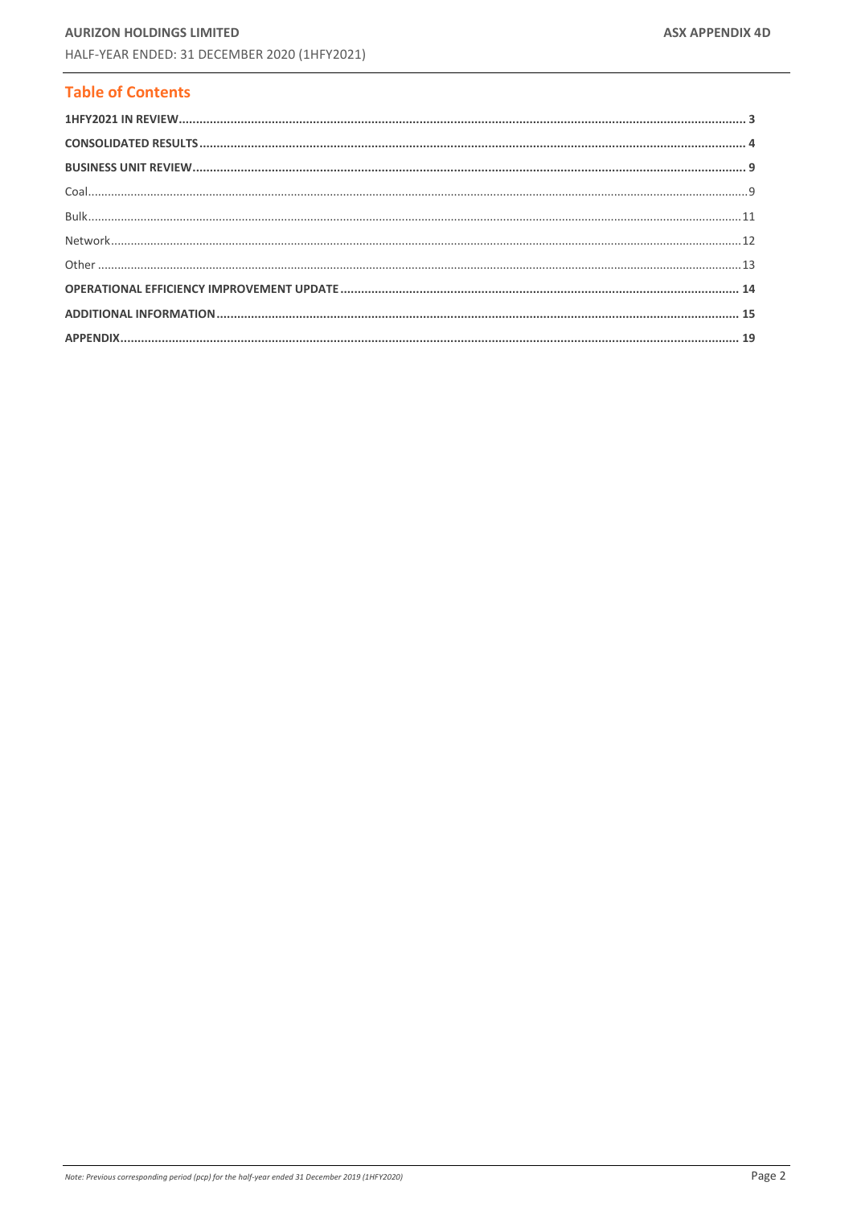## Table of Contents

| | |
|---|---|
| **1HFY2021 IN REVIEW** | **3** |
| **CONSOLIDATED RESULTS** | **4** |
| **BUSINESS UNIT REVIEW** | **9** |
| Coal | 9 |
| Bulk | 11 |
| Network | 12 |
| Other | 13 |
| **OPERATIONAL EFFICIENCY IMPROVEMENT UPDATE** | **14** |
| **ADDITIONAL INFORMATION** | **15** |
| **APPENDIX** | **19** |

*Note: Previous corresponding period (pcp) for the half-year ended 31 December 2019 (1HFY2020)*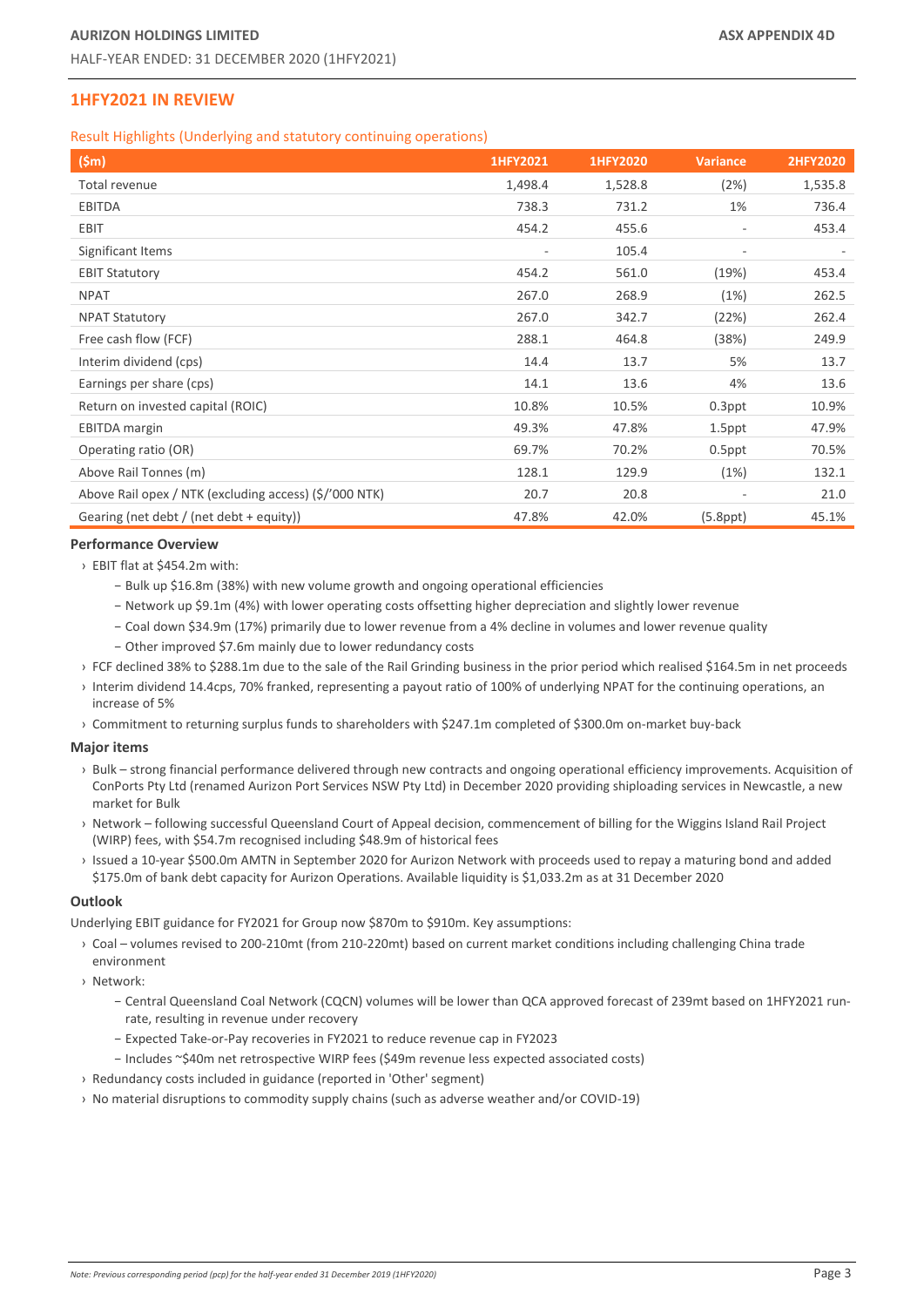## 1HFY2021 IN REVIEW

### Result Highlights (Underlying and statutory continuing operations)

| ($m) | 1HFY2021 | 1HFY2020 | Variance | 2HFY2020 |
|---|---|---|---|---|
| Total revenue | 1,498.4 | 1,528.8 | (2%) | 1,535.8 |
| EBITDA | 738.3 | 731.2 | 1% | 736.4 |
| EBIT | 454.2 | 455.6 | - | 453.4 |
| Significant Items | - | 105.4 | - | - |
| EBIT Statutory | 454.2 | 561.0 | (19%) | 453.4 |
| NPAT | 267.0 | 268.9 | (1%) | 262.5 |
| NPAT Statutory | 267.0 | 342.7 | (22%) | 262.4 |
| Free cash flow (FCF) | 288.1 | 464.8 | (38%) | 249.9 |
| Interim dividend (cps) | 14.4 | 13.7 | 5% | 13.7 |
| Earnings per share (cps) | 14.1 | 13.6 | 4% | 13.6 |
| Return on invested capital (ROIC) | 10.8% | 10.5% | 0.3ppt | 10.9% |
| EBITDA margin | 49.3% | 47.8% | 1.5ppt | 47.9% |
| Operating ratio (OR) | 69.7% | 70.2% | 0.5ppt | 70.5% |
| Above Rail Tonnes (m) | 128.1 | 129.9 | (1%) | 132.1 |
| Above Rail opex / NTK (excluding access) ($/'000 NTK) | 20.7 | 20.8 | - | 21.0 |
| Gearing (net debt / (net debt + equity)) | 47.8% | 42.0% | (5.8ppt) | 45.1% |

**Performance Overview**

- EBIT flat at $454.2m with:
  - Bulk up $16.8m (38%) with new volume growth and ongoing operational efficiencies
  - Network up $9.1m (4%) with lower operating costs offsetting higher depreciation and slightly lower revenue
  - Coal down $34.9m (17%) primarily due to lower revenue from a 4% decline in volumes and lower revenue quality
  - Other improved $7.6m mainly due to lower redundancy costs
- FCF declined 38% to $288.1m due to the sale of the Rail Grinding business in the prior period which realised $164.5m in net proceeds
- Interim dividend 14.4cps, 70% franked, representing a payout ratio of 100% of underlying NPAT for the continuing operations, an increase of 5%
- Commitment to returning surplus funds to shareholders with $247.1m completed of $300.0m on-market buy-back

**Major items**

- Bulk – strong financial performance delivered through new contracts and ongoing operational efficiency improvements. Acquisition of ConPorts Pty Ltd (renamed Aurizon Port Services NSW Pty Ltd) in December 2020 providing shiploading services in Newcastle, a new market for Bulk
- Network – following successful Queensland Court of Appeal decision, commencement of billing for the Wiggins Island Rail Project (WIRP) fees, with $54.7m recognised including $48.9m of historical fees
- Issued a 10-year $500.0m AMTN in September 2020 for Aurizon Network with proceeds used to repay a maturing bond and added $175.0m of bank debt capacity for Aurizon Operations. Available liquidity is $1,033.2m as at 31 December 2020

**Outlook**

Underlying EBIT guidance for FY2021 for Group now $870m to $910m. Key assumptions:

- Coal – volumes revised to 200-210mt (from 210-220mt) based on current market conditions including challenging China trade environment
- Network:
  - Central Queensland Coal Network (CQCN) volumes will be lower than QCA approved forecast of 239mt based on 1HFY2021 run-rate, resulting in revenue under recovery
  - Expected Take-or-Pay recoveries in FY2021 to reduce revenue cap in FY2023
  - Includes ~$40m net retrospective WIRP fees ($49m revenue less expected associated costs)
- Redundancy costs included in guidance (reported in 'Other' segment)
- No material disruptions to commodity supply chains (such as adverse weather and/or COVID-19)

*Note: Previous corresponding period (pcp) for the half-year ended 31 December 2019 (1HFY2020)*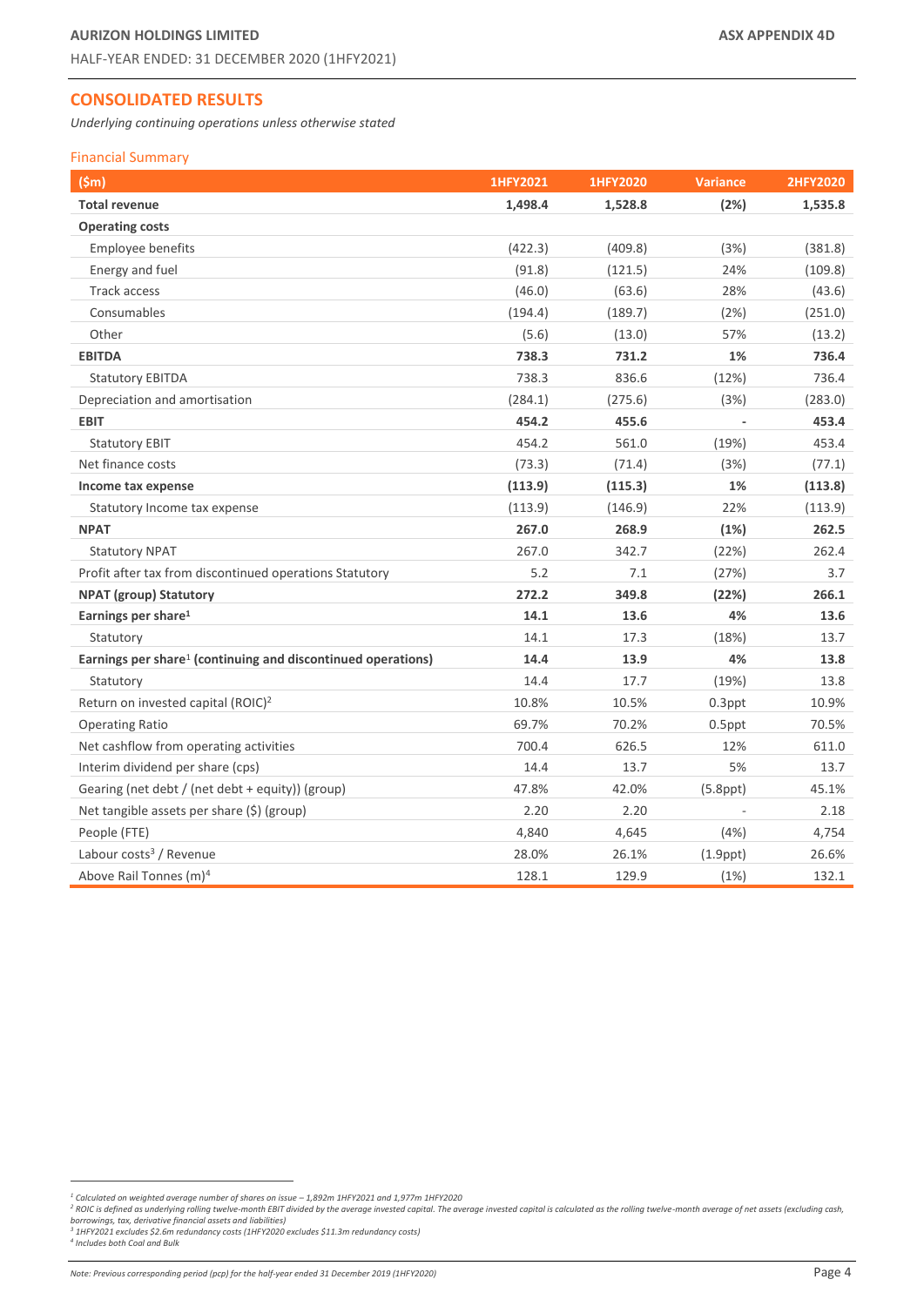## CONSOLIDATED RESULTS

*Underlying continuing operations unless otherwise stated*

### Financial Summary

| ($m) | 1HFY2021 | 1HFY2020 | Variance | 2HFY2020 |
|---|---|---|---|---|
| **Total revenue** | **1,498.4** | **1,528.8** | **(2%)** | **1,535.8** |
| **Operating costs** | | | | |
| Employee benefits | (422.3) | (409.8) | (3%) | (381.8) |
| Energy and fuel | (91.8) | (121.5) | 24% | (109.8) |
| Track access | (46.0) | (63.6) | 28% | (43.6) |
| Consumables | (194.4) | (189.7) | (2%) | (251.0) |
| Other | (5.6) | (13.0) | 57% | (13.2) |
| **EBITDA** | **738.3** | **731.2** | **1%** | **736.4** |
| Statutory EBITDA | 738.3 | 836.6 | (12%) | 736.4 |
| Depreciation and amortisation | (284.1) | (275.6) | (3%) | (283.0) |
| **EBIT** | **454.2** | **455.6** | **-** | **453.4** |
| Statutory EBIT | 454.2 | 561.0 | (19%) | 453.4 |
| Net finance costs | (73.3) | (71.4) | (3%) | (77.1) |
| **Income tax expense** | **(113.9)** | **(115.3)** | **1%** | **(113.8)** |
| Statutory Income tax expense | (113.9) | (146.9) | 22% | (113.9) |
| **NPAT** | **267.0** | **268.9** | **(1%)** | **262.5** |
| Statutory NPAT | 267.0 | 342.7 | (22%) | 262.4 |
| Profit after tax from discontinued operations Statutory | 5.2 | 7.1 | (27%) | 3.7 |
| **NPAT (group) Statutory** | **272.2** | **349.8** | **(22%)** | **266.1** |
| **Earnings per share[1]** | **14.1** | **13.6** | **4%** | **13.6** |
| Statutory | 14.1 | 17.3 | (18%) | 13.7 |
| **Earnings per share[1] (continuing and discontinued operations)** | **14.4** | **13.9** | **4%** | **13.8** |
| Statutory | 14.4 | 17.7 | (19%) | 13.8 |
| Return on invested capital (ROIC)[2] | 10.8% | 10.5% | 0.3ppt | 10.9% |
| Operating Ratio | 69.7% | 70.2% | 0.5ppt | 70.5% |
| Net cashflow from operating activities | 700.4 | 626.5 | 12% | 611.0 |
| Interim dividend per share (cps) | 14.4 | 13.7 | 5% | 13.7 |
| Gearing (net debt / (net debt + equity)) (group) | 47.8% | 42.0% | (5.8ppt) | 45.1% |
| Net tangible assets per share ($) (group) | 2.20 | 2.20 | - | 2.18 |
| People (FTE) | 4,840 | 4,645 | (4%) | 4,754 |
| Labour costs[3] / Revenue | 28.0% | 26.1% | (1.9ppt) | 26.6% |
| Above Rail Tonnes (m)[4] | 128.1 | 129.9 | (1%) | 132.1 |

*[1] Calculated on weighted average number of shares on issue – 1,892m 1HFY2021 and 1,977m 1HFY2020*
*[2] ROIC is defined as underlying rolling twelve-month EBIT divided by the average invested capital. The average invested capital is calculated as the rolling twelve-month average of net assets (excluding cash, borrowings, tax, derivative financial assets and liabilities)*
*[3] 1HFY2021 excludes $2.6m redundancy costs (1HFY2020 excludes $11.3m redundancy costs)*
*[4] Includes both Coal and Bulk*

*Note: Previous corresponding period (pcp) for the half-year ended 31 December 2019 (1HFY2020)*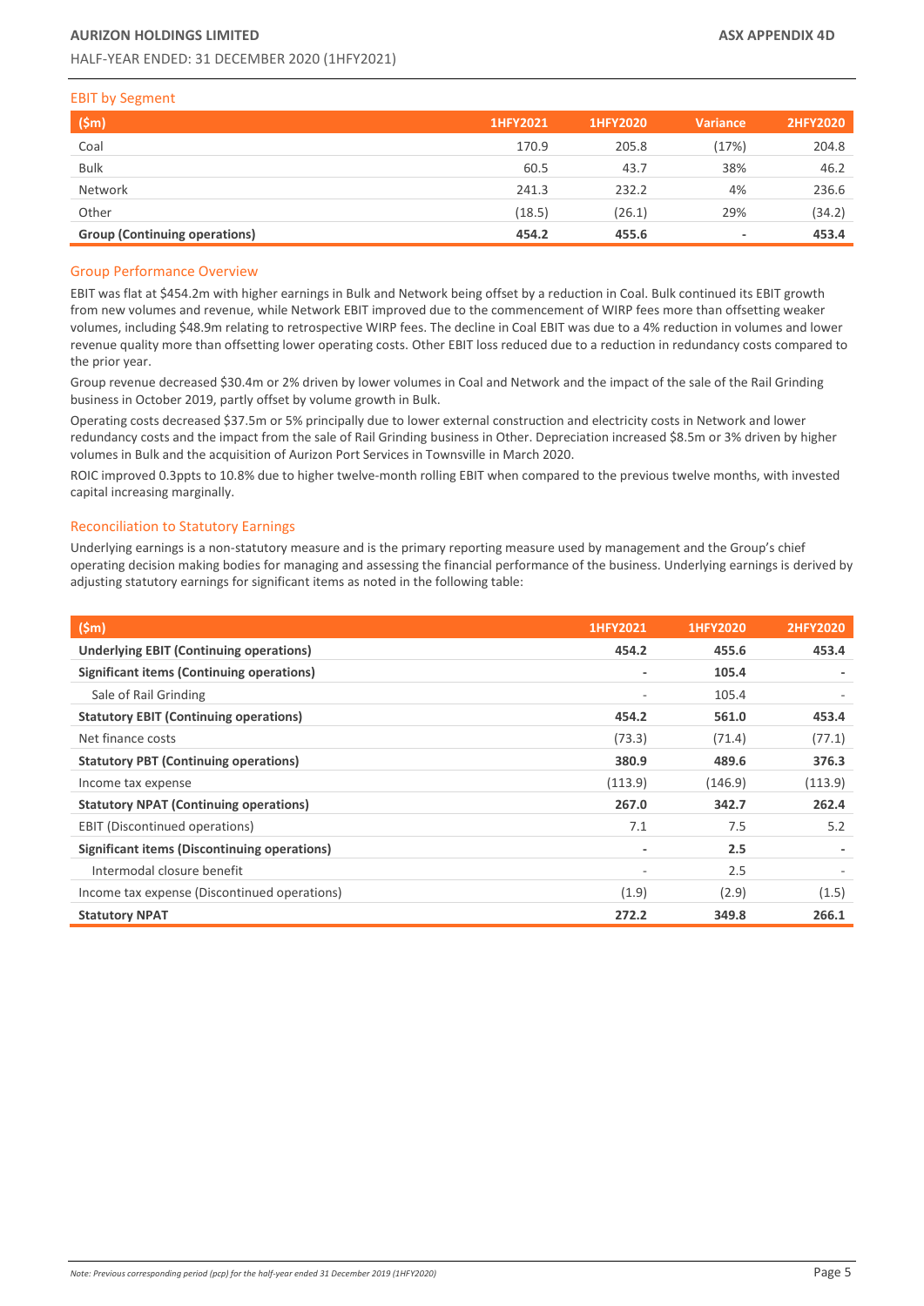## EBIT by Segment

| ($m) | 1HFY2021 | 1HFY2020 | Variance | 2HFY2020 |
|---|---|---|---|---|
| Coal | 170.9 | 205.8 | (17%) | 204.8 |
| Bulk | 60.5 | 43.7 | 38% | 46.2 |
| Network | 241.3 | 232.2 | 4% | 236.6 |
| Other | (18.5) | (26.1) | 29% | (34.2) |
| **Group (Continuing operations)** | **454.2** | **455.6** | **-** | **453.4** |

## Group Performance Overview

EBIT was flat at $454.2m with higher earnings in Bulk and Network being offset by a reduction in Coal. Bulk continued its EBIT growth from new volumes and revenue, while Network EBIT improved due to the commencement of WIRP fees more than offsetting weaker volumes, including $48.9m relating to retrospective WIRP fees. The decline in Coal EBIT was due to a 4% reduction in volumes and lower revenue quality more than offsetting lower operating costs. Other EBIT loss reduced due to a reduction in redundancy costs compared to the prior year.

Group revenue decreased $30.4m or 2% driven by lower volumes in Coal and Network and the impact of the sale of the Rail Grinding business in October 2019, partly offset by volume growth in Bulk.

Operating costs decreased $37.5m or 5% principally due to lower external construction and electricity costs in Network and lower redundancy costs and the impact from the sale of Rail Grinding business in Other. Depreciation increased $8.5m or 3% driven by higher volumes in Bulk and the acquisition of Aurizon Port Services in Townsville in March 2020.

ROIC improved 0.3ppts to 10.8% due to higher twelve-month rolling EBIT when compared to the previous twelve months, with invested capital increasing marginally.

## Reconciliation to Statutory Earnings

Underlying earnings is a non-statutory measure and is the primary reporting measure used by management and the Group's chief operating decision making bodies for managing and assessing the financial performance of the business. Underlying earnings is derived by adjusting statutory earnings for significant items as noted in the following table:

| ($m) | 1HFY2021 | 1HFY2020 | 2HFY2020 |
|---|---|---|---|
| **Underlying EBIT (Continuing operations)** | **454.2** | **455.6** | **453.4** |
| **Significant items (Continuing operations)** | **-** | **105.4** | **-** |
| Sale of Rail Grinding | - | 105.4 | - |
| **Statutory EBIT (Continuing operations)** | **454.2** | **561.0** | **453.4** |
| Net finance costs | (73.3) | (71.4) | (77.1) |
| **Statutory PBT (Continuing operations)** | **380.9** | **489.6** | **376.3** |
| Income tax expense | (113.9) | (146.9) | (113.9) |
| **Statutory NPAT (Continuing operations)** | **267.0** | **342.7** | **262.4** |
| EBIT (Discontinued operations) | 7.1 | 7.5 | 5.2 |
| **Significant items (Discontinuing operations)** | **-** | **2.5** | **-** |
| Intermodal closure benefit | - | 2.5 | - |
| Income tax expense (Discontinued operations) | (1.9) | (2.9) | (1.5) |
| **Statutory NPAT** | **272.2** | **349.8** | **266.1** |

*Note: Previous corresponding period (pcp) for the half-year ended 31 December 2019 (1HFY2020)*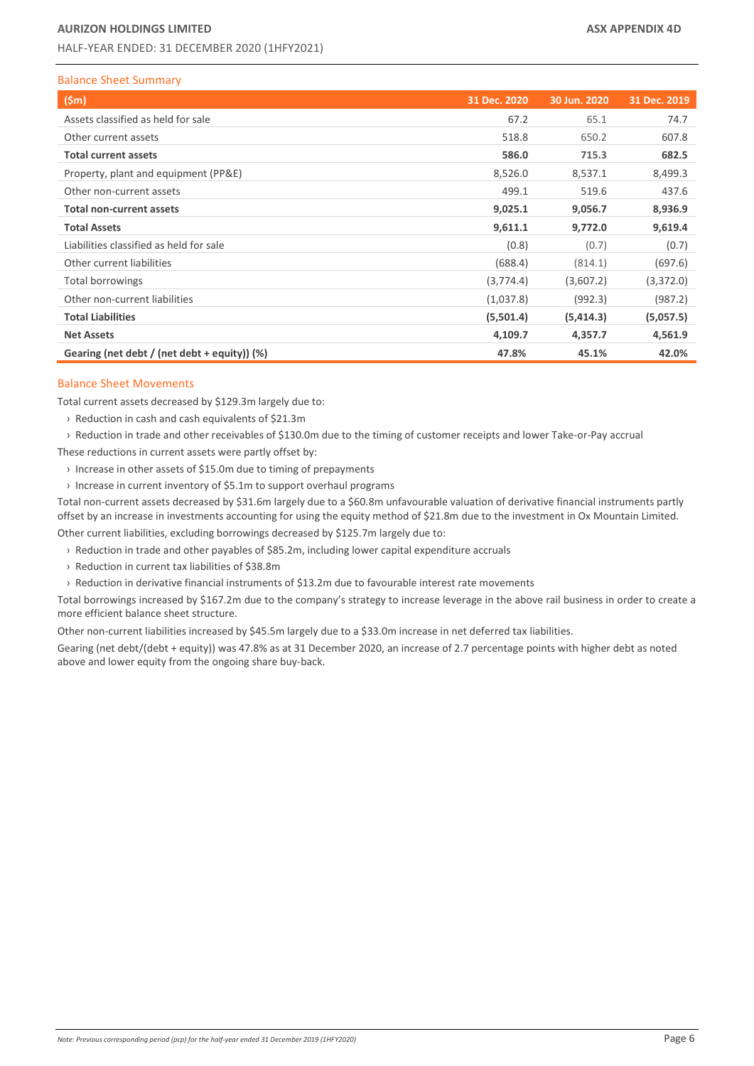## Balance Sheet Summary

| ($m) | 31 Dec. 2020 | 30 Jun. 2020 | 31 Dec. 2019 |
|---|---|---|---|
| Assets classified as held for sale | 67.2 | 65.1 | 74.7 |
| Other current assets | 518.8 | 650.2 | 607.8 |
| **Total current assets** | **586.0** | **715.3** | **682.5** |
| Property, plant and equipment (PP&E) | 8,526.0 | 8,537.1 | 8,499.3 |
| Other non-current assets | 499.1 | 519.6 | 437.6 |
| **Total non-current assets** | **9,025.1** | **9,056.7** | **8,936.9** |
| **Total Assets** | **9,611.1** | **9,772.0** | **9,619.4** |
| Liabilities classified as held for sale | (0.8) | (0.7) | (0.7) |
| Other current liabilities | (688.4) | (814.1) | (697.6) |
| Total borrowings | (3,774.4) | (3,607.2) | (3,372.0) |
| Other non-current liabilities | (1,037.8) | (992.3) | (987.2) |
| **Total Liabilities** | **(5,501.4)** | **(5,414.3)** | **(5,057.5)** |
| **Net Assets** | **4,109.7** | **4,357.7** | **4,561.9** |
| **Gearing (net debt / (net debt + equity)) (%)** | **47.8%** | **45.1%** | **42.0%** |

## Balance Sheet Movements

Total current assets decreased by $129.3m largely due to:

- Reduction in cash and cash equivalents of $21.3m
- Reduction in trade and other receivables of $130.0m due to the timing of customer receipts and lower Take-or-Pay accrual

These reductions in current assets were partly offset by:

- Increase in other assets of $15.0m due to timing of prepayments
- Increase in current inventory of $5.1m to support overhaul programs

Total non-current assets decreased by $31.6m largely due to a $60.8m unfavourable valuation of derivative financial instruments partly offset by an increase in investments accounting for using the equity method of $21.8m due to the investment in Ox Mountain Limited.

Other current liabilities, excluding borrowings decreased by $125.7m largely due to:

- Reduction in trade and other payables of $85.2m, including lower capital expenditure accruals
- Reduction in current tax liabilities of $38.8m
- Reduction in derivative financial instruments of $13.2m due to favourable interest rate movements

Total borrowings increased by $167.2m due to the company's strategy to increase leverage in the above rail business in order to create a more efficient balance sheet structure.

Other non-current liabilities increased by $45.5m largely due to a $33.0m increase in net deferred tax liabilities.

Gearing (net debt/(debt + equity)) was 47.8% as at 31 December 2020, an increase of 2.7 percentage points with higher debt as noted above and lower equity from the ongoing share buy-back.

*Note: Previous corresponding period (pcp) for the half-year ended 31 December 2019 (1HFY2020)*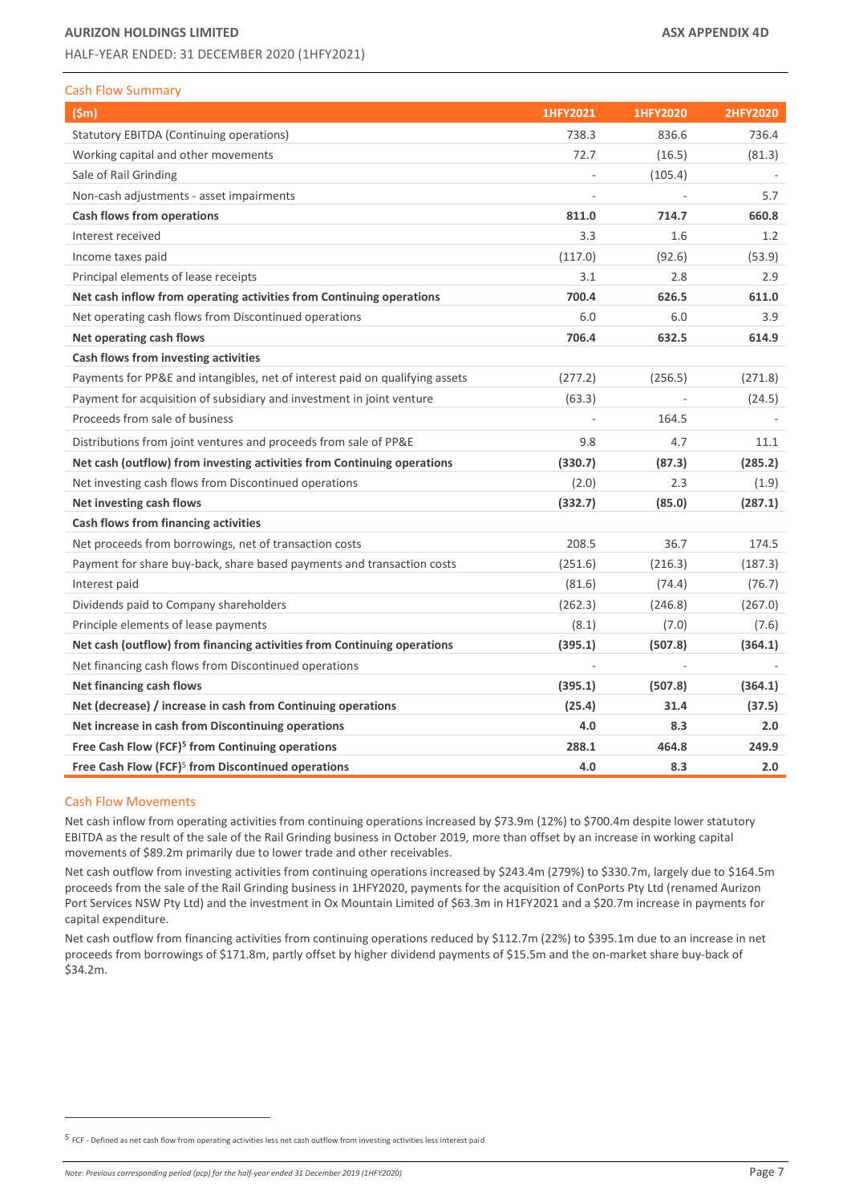## Cash Flow Summary

| ($m) | 1HFY2021 | 1HFY2020 | 2HFY2020 |
|---|---|---|---|
| Statutory EBITDA (Continuing operations) | 738.3 | 836.6 | 736.4 |
| Working capital and other movements | 72.7 | (16.5) | (81.3) |
| Sale of Rail Grinding | - | (105.4) | - |
| Non-cash adjustments - asset impairments | - | - | 5.7 |
| **Cash flows from operations** | **811.0** | **714.7** | **660.8** |
| Interest received | 3.3 | 1.6 | 1.2 |
| Income taxes paid | (117.0) | (92.6) | (53.9) |
| Principal elements of lease receipts | 3.1 | 2.8 | 2.9 |
| **Net cash inflow from operating activities from Continuing operations** | **700.4** | **626.5** | **611.0** |
| Net operating cash flows from Discontinued operations | 6.0 | 6.0 | 3.9 |
| **Net operating cash flows** | **706.4** | **632.5** | **614.9** |
| **Cash flows from investing activities** | | | |
| Payments for PP&E and intangibles, net of interest paid on qualifying assets | (277.2) | (256.5) | (271.8) |
| Payment for acquisition of subsidiary and investment in joint venture | (63.3) | - | (24.5) |
| Proceeds from sale of business | - | 164.5 | - |
| Distributions from joint ventures and proceeds from sale of PP&E | 9.8 | 4.7 | 11.1 |
| **Net cash (outflow) from investing activities from Continuing operations** | **(330.7)** | **(87.3)** | **(285.2)** |
| Net investing cash flows from Discontinued operations | (2.0) | 2.3 | (1.9) |
| **Net investing cash flows** | **(332.7)** | **(85.0)** | **(287.1)** |
| **Cash flows from financing activities** | | | |
| Net proceeds from borrowings, net of transaction costs | 208.5 | 36.7 | 174.5 |
| Payment for share buy-back, share based payments and transaction costs | (251.6) | (216.3) | (187.3) |
| Interest paid | (81.6) | (74.4) | (76.7) |
| Dividends paid to Company shareholders | (262.3) | (246.8) | (267.0) |
| Principle elements of lease payments | (8.1) | (7.0) | (7.6) |
| **Net cash (outflow) from financing activities from Continuing operations** | **(395.1)** | **(507.8)** | **(364.1)** |
| Net financing cash flows from Discontinued operations | - | - | - |
| **Net financing cash flows** | **(395.1)** | **(507.8)** | **(364.1)** |
| **Net (decrease) / increase in cash from Continuing operations** | **(25.4)** | **31.4** | **(37.5)** |
| **Net increase in cash from Discontinuing operations** | **4.0** | **8.3** | **2.0** |
| **Free Cash Flow (FCF)[5] from Continuing operations** | **288.1** | **464.8** | **249.9** |
| **Free Cash Flow (FCF)[5] from Discontinued operations** | **4.0** | **8.3** | **2.0** |

## Cash Flow Movements

Net cash inflow from operating activities from continuing operations increased by $73.9m (12%) to $700.4m despite lower statutory EBITDA as the result of the sale of the Rail Grinding business in October 2019, more than offset by an increase in working capital movements of $89.2m primarily due to lower trade and other receivables.

Net cash outflow from investing activities from continuing operations increased by $243.4m (279%) to $330.7m, largely due to $164.5m proceeds from the sale of the Rail Grinding business in 1HFY2020, payments for the acquisition of ConPorts Pty Ltd (renamed Aurizon Port Services NSW Pty Ltd) and the investment in Ox Mountain Limited of $63.3m in H1FY2021 and a $20.7m increase in payments for capital expenditure.

Net cash outflow from financing activities from continuing operations reduced by $112.7m (22%) to $395.1m due to an increase in net proceeds from borrowings of $171.8m, partly offset by higher dividend payments of $15.5m and the on-market share buy-back of $34.2m.

---

5 FCF - Defined as net cash flow from operating activities less net cash outflow from investing activities less interest paid

*Note: Previous corresponding period (pcp) for the half-year ended 31 December 2019 (1HFY2020)*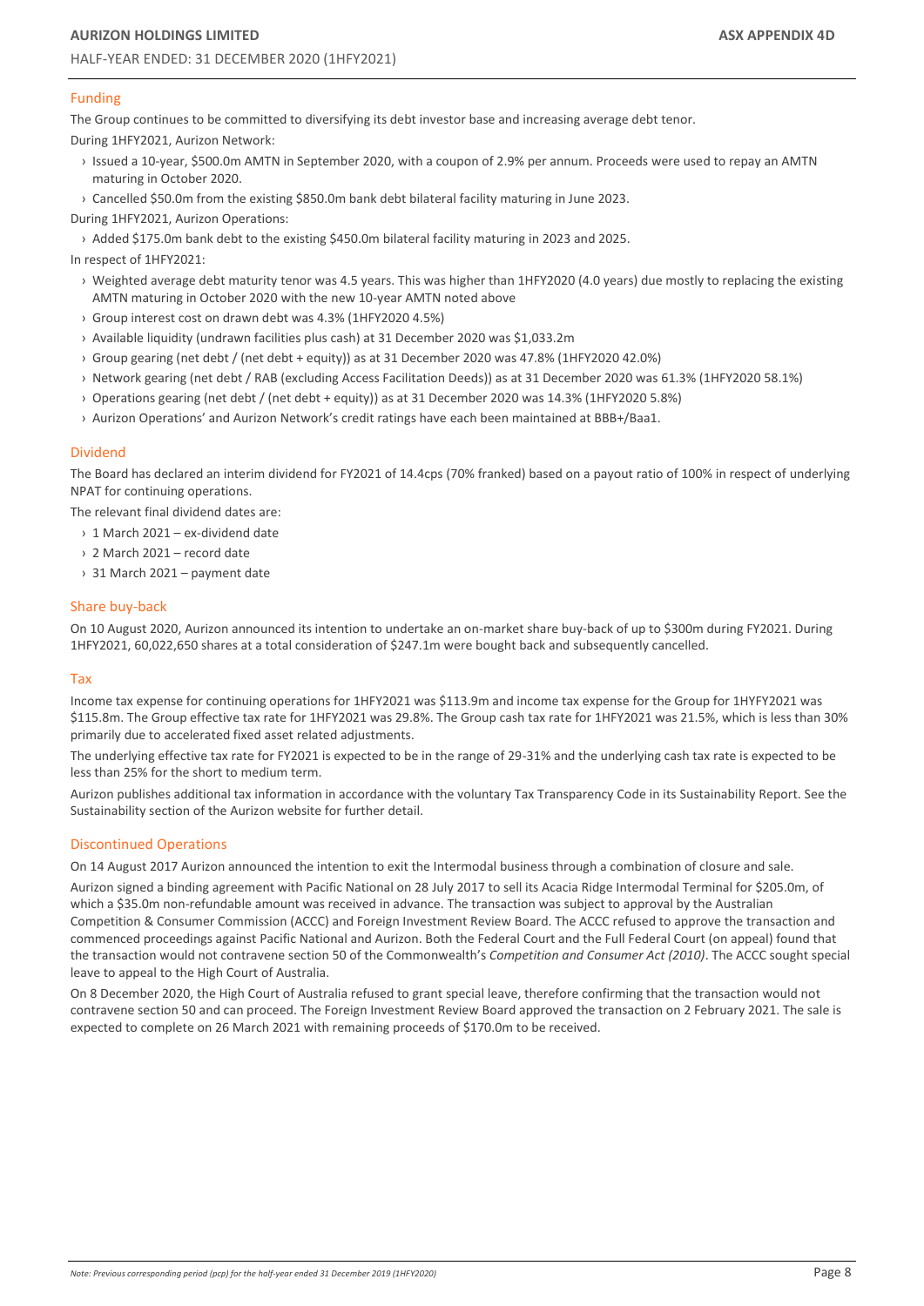## Funding

The Group continues to be committed to diversifying its debt investor base and increasing average debt tenor.

During 1HFY2021, Aurizon Network:

- Issued a 10-year, $500.0m AMTN in September 2020, with a coupon of 2.9% per annum. Proceeds were used to repay an AMTN maturing in October 2020.
- Cancelled $50.0m from the existing $850.0m bank debt bilateral facility maturing in June 2023.

During 1HFY2021, Aurizon Operations:

- Added $175.0m bank debt to the existing $450.0m bilateral facility maturing in 2023 and 2025.

In respect of 1HFY2021:

- Weighted average debt maturity tenor was 4.5 years. This was higher than 1HFY2020 (4.0 years) due mostly to replacing the existing AMTN maturing in October 2020 with the new 10-year AMTN noted above
- Group interest cost on drawn debt was 4.3% (1HFY2020 4.5%)
- Available liquidity (undrawn facilities plus cash) at 31 December 2020 was $1,033.2m
- Group gearing (net debt / (net debt + equity)) as at 31 December 2020 was 47.8% (1HFY2020 42.0%)
- Network gearing (net debt / RAB (excluding Access Facilitation Deeds)) as at 31 December 2020 was 61.3% (1HFY2020 58.1%)
- Operations gearing (net debt / (net debt + equity)) as at 31 December 2020 was 14.3% (1HFY2020 5.8%)
- Aurizon Operations' and Aurizon Network's credit ratings have each been maintained at BBB+/Baa1.

## Dividend

The Board has declared an interim dividend for FY2021 of 14.4cps (70% franked) based on a payout ratio of 100% in respect of underlying NPAT for continuing operations.

The relevant final dividend dates are:

- 1 March 2021 – ex-dividend date
- 2 March 2021 – record date
- 31 March 2021 – payment date

## Share buy-back

On 10 August 2020, Aurizon announced its intention to undertake an on-market share buy-back of up to $300m during FY2021. During 1HFY2021, 60,022,650 shares at a total consideration of $247.1m were bought back and subsequently cancelled.

## Tax

Income tax expense for continuing operations for 1HFY2021 was $113.9m and income tax expense for the Group for 1HYFY2021 was $115.8m. The Group effective tax rate for 1HFY2021 was 29.8%. The Group cash tax rate for 1HFY2021 was 21.5%, which is less than 30% primarily due to accelerated fixed asset related adjustments.

The underlying effective tax rate for FY2021 is expected to be in the range of 29-31% and the underlying cash tax rate is expected to be less than 25% for the short to medium term.

Aurizon publishes additional tax information in accordance with the voluntary Tax Transparency Code in its Sustainability Report. See the Sustainability section of the Aurizon website for further detail.

## Discontinued Operations

On 14 August 2017 Aurizon announced the intention to exit the Intermodal business through a combination of closure and sale.

Aurizon signed a binding agreement with Pacific National on 28 July 2017 to sell its Acacia Ridge Intermodal Terminal for $205.0m, of which a $35.0m non-refundable amount was received in advance. The transaction was subject to approval by the Australian Competition & Consumer Commission (ACCC) and Foreign Investment Review Board. The ACCC refused to approve the transaction and commenced proceedings against Pacific National and Aurizon. Both the Federal Court and the Full Federal Court (on appeal) found that the transaction would not contravene section 50 of the Commonwealth's *Competition and Consumer Act (2010)*. The ACCC sought special leave to appeal to the High Court of Australia.

On 8 December 2020, the High Court of Australia refused to grant special leave, therefore confirming that the transaction would not contravene section 50 and can proceed. The Foreign Investment Review Board approved the transaction on 2 February 2021. The sale is expected to complete on 26 March 2021 with remaining proceeds of $170.0m to be received.

*Note: Previous corresponding period (pcp) for the half-year ended 31 December 2019 (1HFY2020)*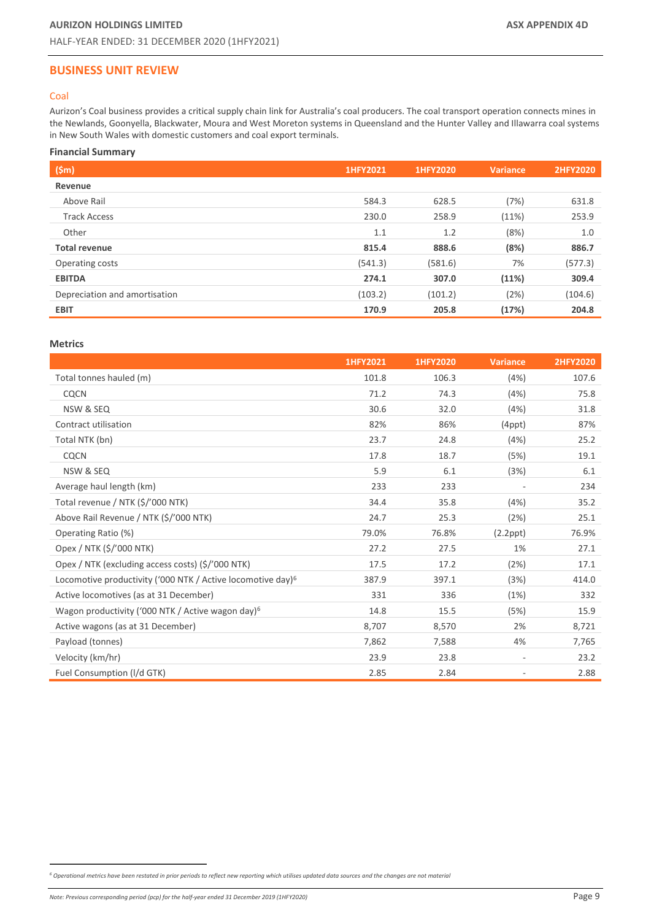## BUSINESS UNIT REVIEW

### Coal

Aurizon's Coal business provides a critical supply chain link for Australia's coal producers. The coal transport operation connects mines in the Newlands, Goonyella, Blackwater, Moura and West Moreton systems in Queensland and the Hunter Valley and Illawarra coal systems in New South Wales with domestic customers and coal export terminals.

**Financial Summary**

| ($m) | 1HFY2021 | 1HFY2020 | Variance | 2HFY2020 |
|---|---|---|---|---|
| **Revenue** | | | | |
| Above Rail | 584.3 | 628.5 | (7%) | 631.8 |
| Track Access | 230.0 | 258.9 | (11%) | 253.9 |
| Other | 1.1 | 1.2 | (8%) | 1.0 |
| **Total revenue** | **815.4** | **888.6** | **(8%)** | **886.7** |
| Operating costs | (541.3) | (581.6) | 7% | (577.3) |
| **EBITDA** | **274.1** | **307.0** | **(11%)** | **309.4** |
| Depreciation and amortisation | (103.2) | (101.2) | (2%) | (104.6) |
| **EBIT** | **170.9** | **205.8** | **(17%)** | **204.8** |

**Metrics**

| | 1HFY2021 | 1HFY2020 | Variance | 2HFY2020 |
|---|---|---|---|---|
| Total tonnes hauled (m) | 101.8 | 106.3 | (4%) | 107.6 |
| CQCN | 71.2 | 74.3 | (4%) | 75.8 |
| NSW & SEQ | 30.6 | 32.0 | (4%) | 31.8 |
| Contract utilisation | 82% | 86% | (4ppt) | 87% |
| Total NTK (bn) | 23.7 | 24.8 | (4%) | 25.2 |
| CQCN | 17.8 | 18.7 | (5%) | 19.1 |
| NSW & SEQ | 5.9 | 6.1 | (3%) | 6.1 |
| Average haul length (km) | 233 | 233 | - | 234 |
| Total revenue / NTK ($/'000 NTK) | 34.4 | 35.8 | (4%) | 35.2 |
| Above Rail Revenue / NTK ($/'000 NTK) | 24.7 | 25.3 | (2%) | 25.1 |
| Operating Ratio (%) | 79.0% | 76.8% | (2.2ppt) | 76.9% |
| Opex / NTK ($/'000 NTK) | 27.2 | 27.5 | 1% | 27.1 |
| Opex / NTK (excluding access costs) ($/'000 NTK) | 17.5 | 17.2 | (2%) | 17.1 |
| Locomotive productivity ('000 NTK / Active locomotive day)[6] | 387.9 | 397.1 | (3%) | 414.0 |
| Active locomotives (as at 31 December) | 331 | 336 | (1%) | 332 |
| Wagon productivity ('000 NTK / Active wagon day)[6] | 14.8 | 15.5 | (5%) | 15.9 |
| Active wagons (as at 31 December) | 8,707 | 8,570 | 2% | 8,721 |
| Payload (tonnes) | 7,862 | 7,588 | 4% | 7,765 |
| Velocity (km/hr) | 23.9 | 23.8 | - | 23.2 |
| Fuel Consumption (l/d GTK) | 2.85 | 2.84 | - | 2.88 |

*[6] Operational metrics have been restated in prior periods to reflect new reporting which utilises updated data sources and the changes are not material*

*Note: Previous corresponding period (pcp) for the half-year ended 31 December 2019 (1HFY2020)*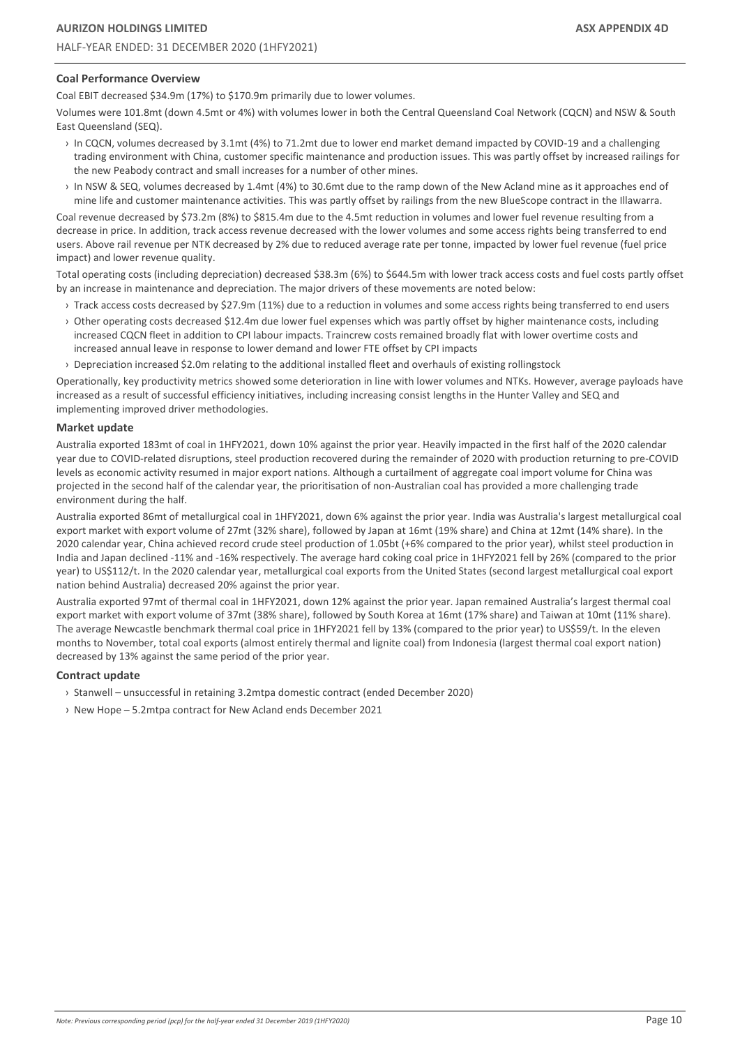### Coal Performance Overview

Coal EBIT decreased $34.9m (17%) to $170.9m primarily due to lower volumes.

Volumes were 101.8mt (down 4.5mt or 4%) with volumes lower in both the Central Queensland Coal Network (CQCN) and NSW & South East Queensland (SEQ).

- In CQCN, volumes decreased by 3.1mt (4%) to 71.2mt due to lower end market demand impacted by COVID-19 and a challenging trading environment with China, customer specific maintenance and production issues. This was partly offset by increased railings for the new Peabody contract and small increases for a number of other mines.
- In NSW & SEQ, volumes decreased by 1.4mt (4%) to 30.6mt due to the ramp down of the New Acland mine as it approaches end of mine life and customer maintenance activities. This was partly offset by railings from the new BlueScope contract in the Illawarra.

Coal revenue decreased by $73.2m (8%) to $815.4m due to the 4.5mt reduction in volumes and lower fuel revenue resulting from a decrease in price. In addition, track access revenue decreased with the lower volumes and some access rights being transferred to end users. Above rail revenue per NTK decreased by 2% due to reduced average rate per tonne, impacted by lower fuel revenue (fuel price impact) and lower revenue quality.

Total operating costs (including depreciation) decreased $38.3m (6%) to $644.5m with lower track access costs and fuel costs partly offset by an increase in maintenance and depreciation. The major drivers of these movements are noted below:

- Track access costs decreased by $27.9m (11%) due to a reduction in volumes and some access rights being transferred to end users
- Other operating costs decreased $12.4m due lower fuel expenses which was partly offset by higher maintenance costs, including increased CQCN fleet in addition to CPI labour impacts. Traincrew costs remained broadly flat with lower overtime costs and increased annual leave in response to lower demand and lower FTE offset by CPI impacts
- Depreciation increased $2.0m relating to the additional installed fleet and overhauls of existing rollingstock

Operationally, key productivity metrics showed some deterioration in line with lower volumes and NTKs. However, average payloads have increased as a result of successful efficiency initiatives, including increasing consist lengths in the Hunter Valley and SEQ and implementing improved driver methodologies.

### Market update

Australia exported 183mt of coal in 1HFY2021, down 10% against the prior year. Heavily impacted in the first half of the 2020 calendar year due to COVID-related disruptions, steel production recovered during the remainder of 2020 with production returning to pre-COVID levels as economic activity resumed in major export nations. Although a curtailment of aggregate coal import volume for China was projected in the second half of the calendar year, the prioritisation of non-Australian coal has provided a more challenging trade environment during the half.

Australia exported 86mt of metallurgical coal in 1HFY2021, down 6% against the prior year. India was Australia's largest metallurgical coal export market with export volume of 27mt (32% share), followed by Japan at 16mt (19% share) and China at 12mt (14% share). In the 2020 calendar year, China achieved record crude steel production of 1.05bt (+6% compared to the prior year), whilst steel production in India and Japan declined -11% and -16% respectively. The average hard coking coal price in 1HFY2021 fell by 26% (compared to the prior year) to US$112/t. In the 2020 calendar year, metallurgical coal exports from the United States (second largest metallurgical coal export nation behind Australia) decreased 20% against the prior year.

Australia exported 97mt of thermal coal in 1HFY2021, down 12% against the prior year. Japan remained Australia's largest thermal coal export market with export volume of 37mt (38% share), followed by South Korea at 16mt (17% share) and Taiwan at 10mt (11% share). The average Newcastle benchmark thermal coal price in 1HFY2021 fell by 13% (compared to the prior year) to US$59/t. In the eleven months to November, total coal exports (almost entirely thermal and lignite coal) from Indonesia (largest thermal coal export nation) decreased by 13% against the same period of the prior year.

### Contract update

- Stanwell – unsuccessful in retaining 3.2mtpa domestic contract (ended December 2020)
- New Hope – 5.2mtpa contract for New Acland ends December 2021

*Note: Previous corresponding period (pcp) for the half-year ended 31 December 2019 (1HFY2020)*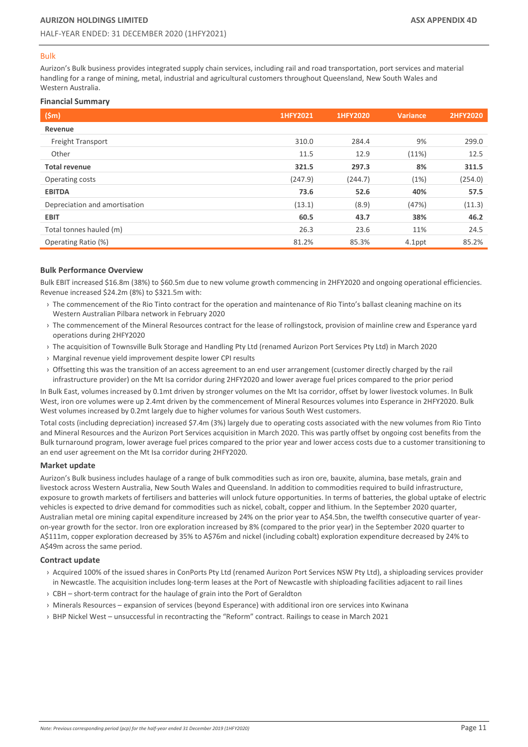## Bulk

Aurizon's Bulk business provides integrated supply chain services, including rail and road transportation, port services and material handling for a range of mining, metal, industrial and agricultural customers throughout Queensland, New South Wales and Western Australia.

### Financial Summary

| ($m) | 1HFY2021 | 1HFY2020 | Variance | 2HFY2020 |
|---|---|---|---|---|
| **Revenue** | | | | |
| Freight Transport | 310.0 | 284.4 | 9% | 299.0 |
| Other | 11.5 | 12.9 | (11%) | 12.5 |
| **Total revenue** | **321.5** | **297.3** | **8%** | **311.5** |
| Operating costs | (247.9) | (244.7) | (1%) | (254.0) |
| **EBITDA** | **73.6** | **52.6** | **40%** | **57.5** |
| Depreciation and amortisation | (13.1) | (8.9) | (47%) | (11.3) |
| **EBIT** | **60.5** | **43.7** | **38%** | **46.2** |
| Total tonnes hauled (m) | 26.3 | 23.6 | 11% | 24.5 |
| Operating Ratio (%) | 81.2% | 85.3% | 4.1ppt | 85.2% |

### Bulk Performance Overview

Bulk EBIT increased $16.8m (38%) to $60.5m due to new volume growth commencing in 2HFY2020 and ongoing operational efficiencies. Revenue increased $24.2m (8%) to $321.5m with:

- The commencement of the Rio Tinto contract for the operation and maintenance of Rio Tinto's ballast cleaning machine on its Western Australian Pilbara network in February 2020
- The commencement of the Mineral Resources contract for the lease of rollingstock, provision of mainline crew and Esperance yard operations during 2HFY2020
- The acquisition of Townsville Bulk Storage and Handling Pty Ltd (renamed Aurizon Port Services Pty Ltd) in March 2020
- Marginal revenue yield improvement despite lower CPI results
- Offsetting this was the transition of an access agreement to an end user arrangement (customer directly charged by the rail infrastructure provider) on the Mt Isa corridor during 2HFY2020 and lower average fuel prices compared to the prior period

In Bulk East, volumes increased by 0.1mt driven by stronger volumes on the Mt Isa corridor, offset by lower livestock volumes. In Bulk West, iron ore volumes were up 2.4mt driven by the commencement of Mineral Resources volumes into Esperance in 2HFY2020. Bulk West volumes increased by 0.2mt largely due to higher volumes for various South West customers.

Total costs (including depreciation) increased $7.4m (3%) largely due to operating costs associated with the new volumes from Rio Tinto and Mineral Resources and the Aurizon Port Services acquisition in March 2020. This was partly offset by ongoing cost benefits from the Bulk turnaround program, lower average fuel prices compared to the prior year and lower access costs due to a customer transitioning to an end user agreement on the Mt Isa corridor during 2HFY2020.

### Market update

Aurizon's Bulk business includes haulage of a range of bulk commodities such as iron ore, bauxite, alumina, base metals, grain and livestock across Western Australia, New South Wales and Queensland. In addition to commodities required to build infrastructure, exposure to growth markets of fertilisers and batteries will unlock future opportunities. In terms of batteries, the global uptake of electric vehicles is expected to drive demand for commodities such as nickel, cobalt, copper and lithium. In the September 2020 quarter, Australian metal ore mining capital expenditure increased by 24% on the prior year to A$4.5bn, the twelfth consecutive quarter of year-on-year growth for the sector. Iron ore exploration increased by 8% (compared to the prior year) in the September 2020 quarter to A$111m, copper exploration decreased by 35% to A$76m and nickel (including cobalt) exploration expenditure decreased by 24% to A$49m across the same period.

### Contract update

- Acquired 100% of the issued shares in ConPorts Pty Ltd (renamed Aurizon Port Services NSW Pty Ltd), a shiploading services provider in Newcastle. The acquisition includes long-term leases at the Port of Newcastle with shiploading facilities adjacent to rail lines
- CBH – short-term contract for the haulage of grain into the Port of Geraldton
- Minerals Resources – expansion of services (beyond Esperance) with additional iron ore services into Kwinana
- BHP Nickel West – unsuccessful in recontracting the "Reform" contract. Railings to cease in March 2021

*Note: Previous corresponding period (pcp) for the half-year ended 31 December 2019 (1HFY2020)*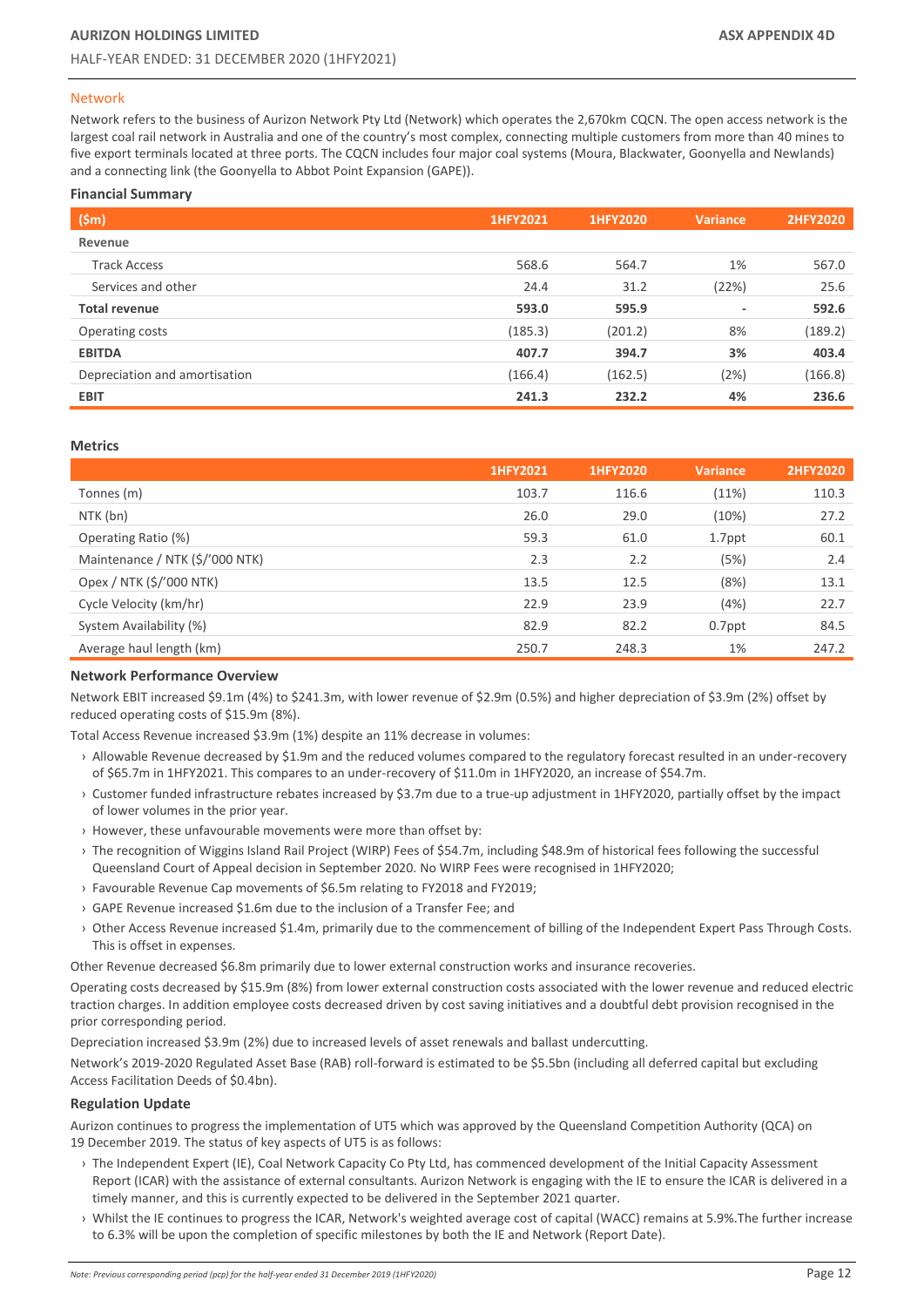## Network

Network refers to the business of Aurizon Network Pty Ltd (Network) which operates the 2,670km CQCN. The open access network is the largest coal rail network in Australia and one of the country's most complex, connecting multiple customers from more than 40 mines to five export terminals located at three ports. The CQCN includes four major coal systems (Moura, Blackwater, Goonyella and Newlands) and a connecting link (the Goonyella to Abbot Point Expansion (GAPE)).

### Financial Summary

| ($m) | 1HFY2021 | 1HFY2020 | Variance | 2HFY2020 |
|---|---|---|---|---|
| **Revenue** | | | | |
| Track Access | 568.6 | 564.7 | 1% | 567.0 |
| Services and other | 24.4 | 31.2 | (22%) | 25.6 |
| **Total revenue** | **593.0** | **595.9** | **-** | **592.6** |
| Operating costs | (185.3) | (201.2) | 8% | (189.2) |
| **EBITDA** | **407.7** | **394.7** | **3%** | **403.4** |
| Depreciation and amortisation | (166.4) | (162.5) | (2%) | (166.8) |
| **EBIT** | **241.3** | **232.2** | **4%** | **236.6** |

### Metrics

| | 1HFY2021 | 1HFY2020 | Variance | 2HFY2020 |
|---|---|---|---|---|
| Tonnes (m) | 103.7 | 116.6 | (11%) | 110.3 |
| NTK (bn) | 26.0 | 29.0 | (10%) | 27.2 |
| Operating Ratio (%) | 59.3 | 61.0 | 1.7ppt | 60.1 |
| Maintenance / NTK ($/'000 NTK) | 2.3 | 2.2 | (5%) | 2.4 |
| Opex / NTK ($/'000 NTK) | 13.5 | 12.5 | (8%) | 13.1 |
| Cycle Velocity (km/hr) | 22.9 | 23.9 | (4%) | 22.7 |
| System Availability (%) | 82.9 | 82.2 | 0.7ppt | 84.5 |
| Average haul length (km) | 250.7 | 248.3 | 1% | 247.2 |

### Network Performance Overview

Network EBIT increased $9.1m (4%) to $241.3m, with lower revenue of $2.9m (0.5%) and higher depreciation of $3.9m (2%) offset by reduced operating costs of $15.9m (8%).

Total Access Revenue increased $3.9m (1%) despite an 11% decrease in volumes:

- Allowable Revenue decreased by $1.9m and the reduced volumes compared to the regulatory forecast resulted in an under-recovery of $65.7m in 1HFY2021. This compares to an under-recovery of $11.0m in 1HFY2020, an increase of $54.7m.
- Customer funded infrastructure rebates increased by $3.7m due to a true-up adjustment in 1HFY2020, partially offset by the impact of lower volumes in the prior year.
- However, these unfavourable movements were more than offset by:
- The recognition of Wiggins Island Rail Project (WIRP) Fees of $54.7m, including $48.9m of historical fees following the successful Queensland Court of Appeal decision in September 2020. No WIRP Fees were recognised in 1HFY2020;
- Favourable Revenue Cap movements of $6.5m relating to FY2018 and FY2019;
- GAPE Revenue increased $1.6m due to the inclusion of a Transfer Fee; and
- Other Access Revenue increased $1.4m, primarily due to the commencement of billing of the Independent Expert Pass Through Costs. This is offset in expenses.

Other Revenue decreased $6.8m primarily due to lower external construction works and insurance recoveries.

Operating costs decreased by $15.9m (8%) from lower external construction costs associated with the lower revenue and reduced electric traction charges. In addition employee costs decreased driven by cost saving initiatives and a doubtful debt provision recognised in the prior corresponding period.

Depreciation increased $3.9m (2%) due to increased levels of asset renewals and ballast undercutting.

Network's 2019-2020 Regulated Asset Base (RAB) roll-forward is estimated to be $5.5bn (including all deferred capital but excluding Access Facilitation Deeds of $0.4bn).

### Regulation Update

Aurizon continues to progress the implementation of UT5 which was approved by the Queensland Competition Authority (QCA) on 19 December 2019. The status of key aspects of UT5 is as follows:

- The Independent Expert (IE), Coal Network Capacity Co Pty Ltd, has commenced development of the Initial Capacity Assessment Report (ICAR) with the assistance of external consultants. Aurizon Network is engaging with the IE to ensure the ICAR is delivered in a timely manner, and this is currently expected to be delivered in the September 2021 quarter.
- Whilst the IE continues to progress the ICAR, Network's weighted average cost of capital (WACC) remains at 5.9%.The further increase to 6.3% will be upon the completion of specific milestones by both the IE and Network (Report Date).

*Note: Previous corresponding period (pcp) for the half-year ended 31 December 2019 (1HFY2020)*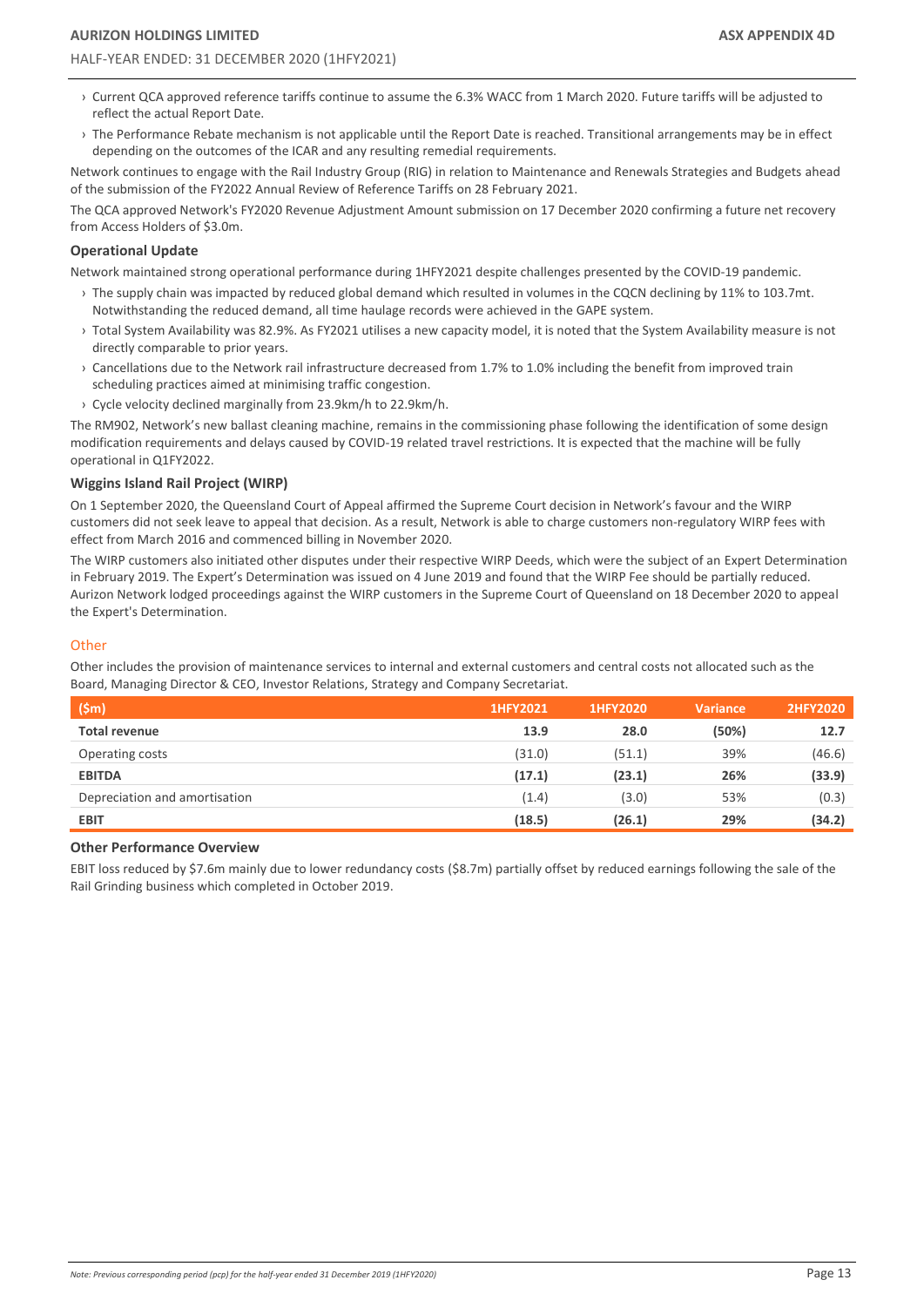- Current QCA approved reference tariffs continue to assume the 6.3% WACC from 1 March 2020. Future tariffs will be adjusted to reflect the actual Report Date.
- The Performance Rebate mechanism is not applicable until the Report Date is reached. Transitional arrangements may be in effect depending on the outcomes of the ICAR and any resulting remedial requirements.

Network continues to engage with the Rail Industry Group (RIG) in relation to Maintenance and Renewals Strategies and Budgets ahead of the submission of the FY2022 Annual Review of Reference Tariffs on 28 February 2021.

The QCA approved Network's FY2020 Revenue Adjustment Amount submission on 17 December 2020 confirming a future net recovery from Access Holders of $3.0m.

### Operational Update

Network maintained strong operational performance during 1HFY2021 despite challenges presented by the COVID-19 pandemic.

- The supply chain was impacted by reduced global demand which resulted in volumes in the CQCN declining by 11% to 103.7mt. Notwithstanding the reduced demand, all time haulage records were achieved in the GAPE system.
- Total System Availability was 82.9%. As FY2021 utilises a new capacity model, it is noted that the System Availability measure is not directly comparable to prior years.
- Cancellations due to the Network rail infrastructure decreased from 1.7% to 1.0% including the benefit from improved train scheduling practices aimed at minimising traffic congestion.
- Cycle velocity declined marginally from 23.9km/h to 22.9km/h.

The RM902, Network's new ballast cleaning machine, remains in the commissioning phase following the identification of some design modification requirements and delays caused by COVID-19 related travel restrictions. It is expected that the machine will be fully operational in Q1FY2022.

### Wiggins Island Rail Project (WIRP)

On 1 September 2020, the Queensland Court of Appeal affirmed the Supreme Court decision in Network's favour and the WIRP customers did not seek leave to appeal that decision. As a result, Network is able to charge customers non-regulatory WIRP fees with effect from March 2016 and commenced billing in November 2020.

The WIRP customers also initiated other disputes under their respective WIRP Deeds, which were the subject of an Expert Determination in February 2019. The Expert's Determination was issued on 4 June 2019 and found that the WIRP Fee should be partially reduced. Aurizon Network lodged proceedings against the WIRP customers in the Supreme Court of Queensland on 18 December 2020 to appeal the Expert's Determination.

## Other

Other includes the provision of maintenance services to internal and external customers and central costs not allocated such as the Board, Managing Director & CEO, Investor Relations, Strategy and Company Secretariat.

| ($m) | 1HFY2021 | 1HFY2020 | Variance | 2HFY2020 |
|---|---|---|---|---|
| **Total revenue** | **13.9** | **28.0** | **(50%)** | **12.7** |
| Operating costs | (31.0) | (51.1) | 39% | (46.6) |
| **EBITDA** | **(17.1)** | **(23.1)** | **26%** | **(33.9)** |
| Depreciation and amortisation | (1.4) | (3.0) | 53% | (0.3) |
| **EBIT** | **(18.5)** | **(26.1)** | **29%** | **(34.2)** |

### Other Performance Overview

EBIT loss reduced by $7.6m mainly due to lower redundancy costs ($8.7m) partially offset by reduced earnings following the sale of the Rail Grinding business which completed in October 2019.

*Note: Previous corresponding period (pcp) for the half-year ended 31 December 2019 (1HFY2020)*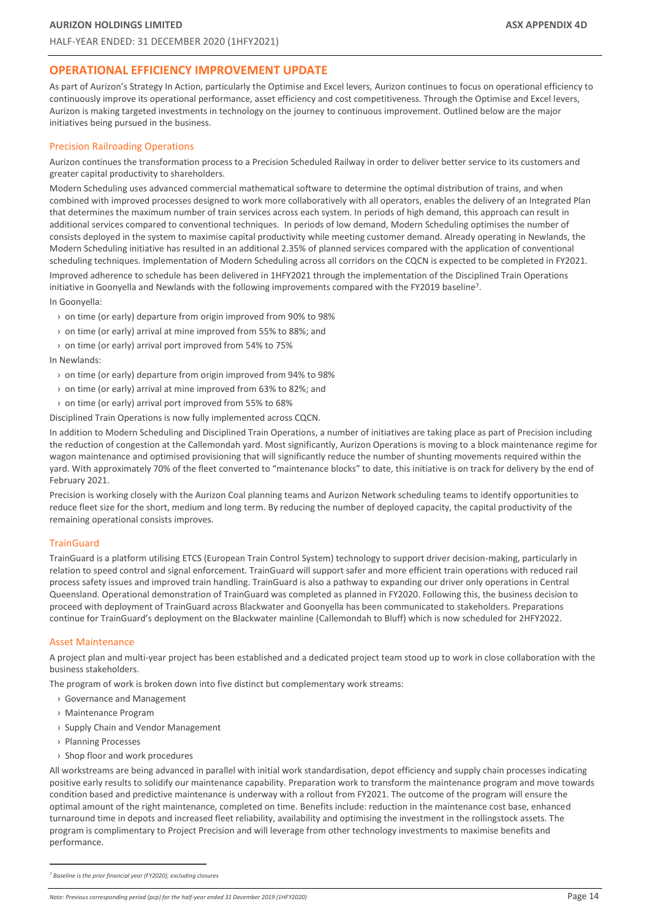## OPERATIONAL EFFICIENCY IMPROVEMENT UPDATE

As part of Aurizon's Strategy In Action, particularly the Optimise and Excel levers, Aurizon continues to focus on operational efficiency to continuously improve its operational performance, asset efficiency and cost competitiveness. Through the Optimise and Excel levers, Aurizon is making targeted investments in technology on the journey to continuous improvement. Outlined below are the major initiatives being pursued in the business.

### Precision Railroading Operations

Aurizon continues the transformation process to a Precision Scheduled Railway in order to deliver better service to its customers and greater capital productivity to shareholders.

Modern Scheduling uses advanced commercial mathematical software to determine the optimal distribution of trains, and when combined with improved processes designed to work more collaboratively with all operators, enables the delivery of an Integrated Plan that determines the maximum number of train services across each system. In periods of high demand, this approach can result in additional services compared to conventional techniques. In periods of low demand, Modern Scheduling optimises the number of consists deployed in the system to maximise capital productivity while meeting customer demand. Already operating in Newlands, the Modern Scheduling initiative has resulted in an additional 2.35% of planned services compared with the application of conventional scheduling techniques. Implementation of Modern Scheduling across all corridors on the CQCN is expected to be completed in FY2021.

Improved adherence to schedule has been delivered in 1HFY2021 through the implementation of the Disciplined Train Operations initiative in Goonyella and Newlands with the following improvements compared with the FY2019 baseline[7].

In Goonyella:

- on time (or early) departure from origin improved from 90% to 98%
- on time (or early) arrival at mine improved from 55% to 88%; and
- on time (or early) arrival port improved from 54% to 75%

In Newlands:

- on time (or early) departure from origin improved from 94% to 98%
- on time (or early) arrival at mine improved from 63% to 82%; and
- on time (or early) arrival port improved from 55% to 68%

Disciplined Train Operations is now fully implemented across CQCN.

In addition to Modern Scheduling and Disciplined Train Operations, a number of initiatives are taking place as part of Precision including the reduction of congestion at the Callemondah yard. Most significantly, Aurizon Operations is moving to a block maintenance regime for wagon maintenance and optimised provisioning that will significantly reduce the number of shunting movements required within the yard. With approximately 70% of the fleet converted to "maintenance blocks" to date, this initiative is on track for delivery by the end of February 2021.

Precision is working closely with the Aurizon Coal planning teams and Aurizon Network scheduling teams to identify opportunities to reduce fleet size for the short, medium and long term. By reducing the number of deployed capacity, the capital productivity of the remaining operational consists improves.

### TrainGuard

TrainGuard is a platform utilising ETCS (European Train Control System) technology to support driver decision-making, particularly in relation to speed control and signal enforcement. TrainGuard will support safer and more efficient train operations with reduced rail process safety issues and improved train handling. TrainGuard is also a pathway to expanding our driver only operations in Central Queensland. Operational demonstration of TrainGuard was completed as planned in FY2020. Following this, the business decision to proceed with deployment of TrainGuard across Blackwater and Goonyella has been communicated to stakeholders. Preparations continue for TrainGuard's deployment on the Blackwater mainline (Callemondah to Bluff) which is now scheduled for 2HFY2022.

### Asset Maintenance

A project plan and multi-year project has been established and a dedicated project team stood up to work in close collaboration with the business stakeholders.

The program of work is broken down into five distinct but complementary work streams:

- Governance and Management
- Maintenance Program
- Supply Chain and Vendor Management
- Planning Processes
- Shop floor and work procedures

All workstreams are being advanced in parallel with initial work standardisation, depot efficiency and supply chain processes indicating positive early results to solidify our maintenance capability. Preparation work to transform the maintenance program and move towards condition based and predictive maintenance is underway with a rollout from FY2021. The outcome of the program will ensure the optimal amount of the right maintenance, completed on time. Benefits include: reduction in the maintenance cost base, enhanced turnaround time in depots and increased fleet reliability, availability and optimising the investment in the rollingstock assets. The program is complimentary to Project Precision and will leverage from other technology investments to maximise benefits and performance.

---

[7] *Baseline is the prior financial year (FY2020), excluding closures*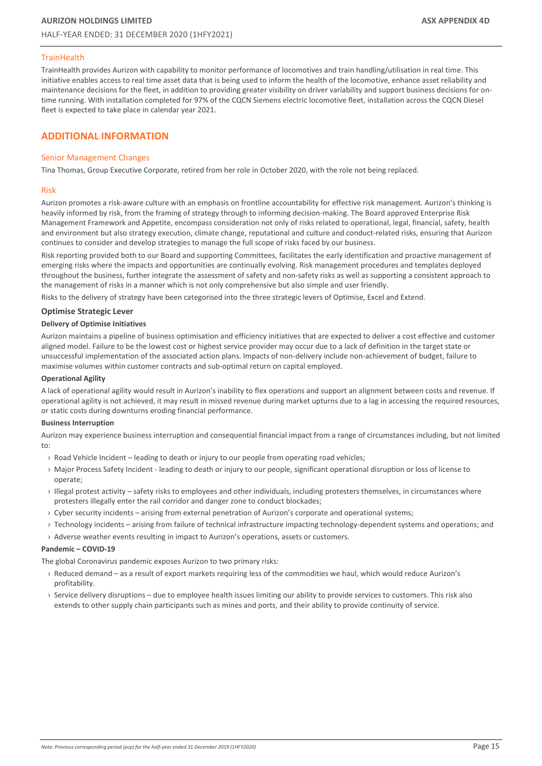### TrainHealth

TrainHealth provides Aurizon with capability to monitor performance of locomotives and train handling/utilisation in real time. This initiative enables access to real time asset data that is being used to inform the health of the locomotive, enhance asset reliability and maintenance decisions for the fleet, in addition to providing greater visibility on driver variability and support business decisions for on-time running. With installation completed for 97% of the CQCN Siemens electric locomotive fleet, installation across the CQCN Diesel fleet is expected to take place in calendar year 2021.

## ADDITIONAL INFORMATION

### Senior Management Changes

Tina Thomas, Group Executive Corporate, retired from her role in October 2020, with the role not being replaced.

### Risk

Aurizon promotes a risk-aware culture with an emphasis on frontline accountability for effective risk management. Aurizon's thinking is heavily informed by risk, from the framing of strategy through to informing decision-making. The Board approved Enterprise Risk Management Framework and Appetite, encompass consideration not only of risks related to operational, legal, financial, safety, health and environment but also strategy execution, climate change, reputational and culture and conduct-related risks, ensuring that Aurizon continues to consider and develop strategies to manage the full scope of risks faced by our business.

Risk reporting provided both to our Board and supporting Committees, facilitates the early identification and proactive management of emerging risks where the impacts and opportunities are continually evolving. Risk management procedures and templates deployed throughout the business, further integrate the assessment of safety and non-safety risks as well as supporting a consistent approach to the management of risks in a manner which is not only comprehensive but also simple and user friendly.

Risks to the delivery of strategy have been categorised into the three strategic levers of Optimise, Excel and Extend.

### Optimise Strategic Lever

**Delivery of Optimise Initiatives**

Aurizon maintains a pipeline of business optimisation and efficiency initiatives that are expected to deliver a cost effective and customer aligned model. Failure to be the lowest cost or highest service provider may occur due to a lack of definition in the target state or unsuccessful implementation of the associated action plans. Impacts of non-delivery include non-achievement of budget, failure to maximise volumes within customer contracts and sub-optimal return on capital employed.

**Operational Agility**

A lack of operational agility would result in Aurizon's inability to flex operations and support an alignment between costs and revenue. If operational agility is not achieved, it may result in missed revenue during market upturns due to a lag in accessing the required resources, or static costs during downturns eroding financial performance.

**Business Interruption**

Aurizon may experience business interruption and consequential financial impact from a range of circumstances including, but not limited to:

- Road Vehicle Incident – leading to death or injury to our people from operating road vehicles;
- Major Process Safety Incident - leading to death or injury to our people, significant operational disruption or loss of license to operate;
- Illegal protest activity – safety risks to employees and other individuals, including protesters themselves, in circumstances where protesters illegally enter the rail corridor and danger zone to conduct blockades;
- Cyber security incidents – arising from external penetration of Aurizon's corporate and operational systems;
- Technology incidents – arising from failure of technical infrastructure impacting technology-dependent systems and operations; and
- Adverse weather events resulting in impact to Aurizon's operations, assets or customers.

**Pandemic – COVID-19**

The global Coronavirus pandemic exposes Aurizon to two primary risks:

- Reduced demand – as a result of export markets requiring less of the commodities we haul, which would reduce Aurizon's profitability.
- Service delivery disruptions – due to employee health issues limiting our ability to provide services to customers. This risk also extends to other supply chain participants such as mines and ports, and their ability to provide continuity of service.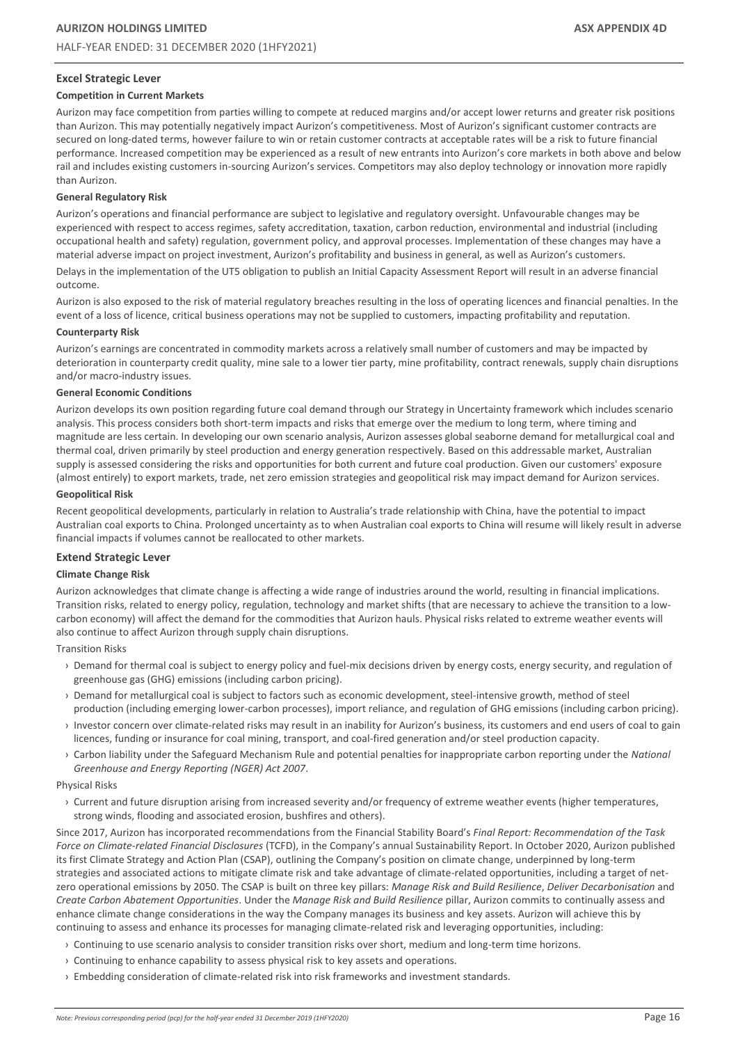## Excel Strategic Lever

### Competition in Current Markets

Aurizon may face competition from parties willing to compete at reduced margins and/or accept lower returns and greater risk positions than Aurizon. This may potentially negatively impact Aurizon's competitiveness. Most of Aurizon's significant customer contracts are secured on long-dated terms, however failure to win or retain customer contracts at acceptable rates will be a risk to future financial performance. Increased competition may be experienced as a result of new entrants into Aurizon's core markets in both above and below rail and includes existing customers in-sourcing Aurizon's services. Competitors may also deploy technology or innovation more rapidly than Aurizon.

### General Regulatory Risk

Aurizon's operations and financial performance are subject to legislative and regulatory oversight. Unfavourable changes may be experienced with respect to access regimes, safety accreditation, taxation, carbon reduction, environmental and industrial (including occupational health and safety) regulation, government policy, and approval processes. Implementation of these changes may have a material adverse impact on project investment, Aurizon's profitability and business in general, as well as Aurizon's customers.

Delays in the implementation of the UT5 obligation to publish an Initial Capacity Assessment Report will result in an adverse financial outcome.

Aurizon is also exposed to the risk of material regulatory breaches resulting in the loss of operating licences and financial penalties. In the event of a loss of licence, critical business operations may not be supplied to customers, impacting profitability and reputation.

### Counterparty Risk

Aurizon's earnings are concentrated in commodity markets across a relatively small number of customers and may be impacted by deterioration in counterparty credit quality, mine sale to a lower tier party, mine profitability, contract renewals, supply chain disruptions and/or macro-industry issues.

### General Economic Conditions

Aurizon develops its own position regarding future coal demand through our Strategy in Uncertainty framework which includes scenario analysis. This process considers both short-term impacts and risks that emerge over the medium to long term, where timing and magnitude are less certain. In developing our own scenario analysis, Aurizon assesses global seaborne demand for metallurgical coal and thermal coal, driven primarily by steel production and energy generation respectively. Based on this addressable market, Australian supply is assessed considering the risks and opportunities for both current and future coal production. Given our customers' exposure (almost entirely) to export markets, trade, net zero emission strategies and geopolitical risk may impact demand for Aurizon services.

### Geopolitical Risk

Recent geopolitical developments, particularly in relation to Australia's trade relationship with China, have the potential to impact Australian coal exports to China. Prolonged uncertainty as to when Australian coal exports to China will resume will likely result in adverse financial impacts if volumes cannot be reallocated to other markets.

## Extend Strategic Lever

### Climate Change Risk

Aurizon acknowledges that climate change is affecting a wide range of industries around the world, resulting in financial implications. Transition risks, related to energy policy, regulation, technology and market shifts (that are necessary to achieve the transition to a low-carbon economy) will affect the demand for the commodities that Aurizon hauls. Physical risks related to extreme weather events will also continue to affect Aurizon through supply chain disruptions.

Transition Risks

- Demand for thermal coal is subject to energy policy and fuel-mix decisions driven by energy costs, energy security, and regulation of greenhouse gas (GHG) emissions (including carbon pricing).
- Demand for metallurgical coal is subject to factors such as economic development, steel-intensive growth, method of steel production (including emerging lower-carbon processes), import reliance, and regulation of GHG emissions (including carbon pricing).
- Investor concern over climate-related risks may result in an inability for Aurizon's business, its customers and end users of coal to gain licences, funding or insurance for coal mining, transport, and coal-fired generation and/or steel production capacity.
- Carbon liability under the Safeguard Mechanism Rule and potential penalties for inappropriate carbon reporting under the *National Greenhouse and Energy Reporting (NGER) Act 2007*.

Physical Risks

- Current and future disruption arising from increased severity and/or frequency of extreme weather events (higher temperatures, strong winds, flooding and associated erosion, bushfires and others).

Since 2017, Aurizon has incorporated recommendations from the Financial Stability Board's *Final Report: Recommendation of the Task Force on Climate-related Financial Disclosures* (TCFD), in the Company's annual Sustainability Report. In October 2020, Aurizon published its first Climate Strategy and Action Plan (CSAP), outlining the Company's position on climate change, underpinned by long-term strategies and associated actions to mitigate climate risk and take advantage of climate-related opportunities, including a target of net-zero operational emissions by 2050. The CSAP is built on three key pillars: *Manage Risk and Build Resilience*, *Deliver Decarbonisation* and *Create Carbon Abatement Opportunities*. Under the *Manage Risk and Build Resilience* pillar, Aurizon commits to continually assess and enhance climate change considerations in the way the Company manages its business and key assets. Aurizon will achieve this by continuing to assess and enhance its processes for managing climate-related risk and leveraging opportunities, including:

- Continuing to use scenario analysis to consider transition risks over short, medium and long-term time horizons.
- Continuing to enhance capability to assess physical risk to key assets and operations.
- Embedding consideration of climate-related risk into risk frameworks and investment standards.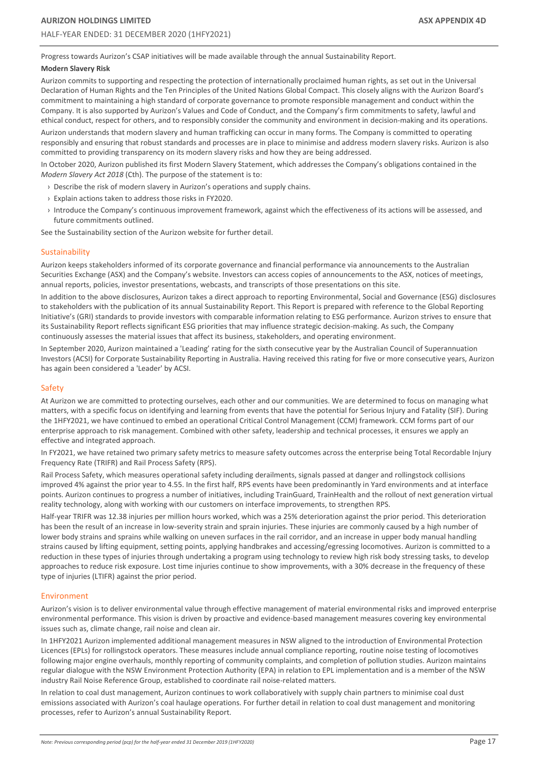Progress towards Aurizon's CSAP initiatives will be made available through the annual Sustainability Report.

**Modern Slavery Risk**

Aurizon commits to supporting and respecting the protection of internationally proclaimed human rights, as set out in the Universal Declaration of Human Rights and the Ten Principles of the United Nations Global Compact. This closely aligns with the Aurizon Board's commitment to maintaining a high standard of corporate governance to promote responsible management and conduct within the Company. It is also supported by Aurizon's Values and Code of Conduct, and the Company's firm commitments to safety, lawful and ethical conduct, respect for others, and to responsibly consider the community and environment in decision-making and its operations.

Aurizon understands that modern slavery and human trafficking can occur in many forms. The Company is committed to operating responsibly and ensuring that robust standards and processes are in place to minimise and address modern slavery risks. Aurizon is also committed to providing transparency on its modern slavery risks and how they are being addressed.

In October 2020, Aurizon published its first Modern Slavery Statement, which addresses the Company's obligations contained in the *Modern Slavery Act 2018* (Cth). The purpose of the statement is to:

- Describe the risk of modern slavery in Aurizon's operations and supply chains.
- Explain actions taken to address those risks in FY2020.
- Introduce the Company's continuous improvement framework, against which the effectiveness of its actions will be assessed, and future commitments outlined.

See the Sustainability section of the Aurizon website for further detail.

## Sustainability

Aurizon keeps stakeholders informed of its corporate governance and financial performance via announcements to the Australian Securities Exchange (ASX) and the Company's website. Investors can access copies of announcements to the ASX, notices of meetings, annual reports, policies, investor presentations, webcasts, and transcripts of those presentations on this site.

In addition to the above disclosures, Aurizon takes a direct approach to reporting Environmental, Social and Governance (ESG) disclosures to stakeholders with the publication of its annual Sustainability Report. This Report is prepared with reference to the Global Reporting Initiative's (GRI) standards to provide investors with comparable information relating to ESG performance. Aurizon strives to ensure that its Sustainability Report reflects significant ESG priorities that may influence strategic decision-making. As such, the Company continuously assesses the material issues that affect its business, stakeholders, and operating environment.

In September 2020, Aurizon maintained a 'Leading' rating for the sixth consecutive year by the Australian Council of Superannuation Investors (ACSI) for Corporate Sustainability Reporting in Australia. Having received this rating for five or more consecutive years, Aurizon has again been considered a 'Leader' by ACSI.

## Safety

At Aurizon we are committed to protecting ourselves, each other and our communities. We are determined to focus on managing what matters, with a specific focus on identifying and learning from events that have the potential for Serious Injury and Fatality (SIF). During the 1HFY2021, we have continued to embed an operational Critical Control Management (CCM) framework. CCM forms part of our enterprise approach to risk management. Combined with other safety, leadership and technical processes, it ensures we apply an effective and integrated approach.

In FY2021, we have retained two primary safety metrics to measure safety outcomes across the enterprise being Total Recordable Injury Frequency Rate (TRIFR) and Rail Process Safety (RPS).

Rail Process Safety, which measures operational safety including derailments, signals passed at danger and rollingstock collisions improved 4% against the prior year to 4.55. In the first half, RPS events have been predominantly in Yard environments and at interface points. Aurizon continues to progress a number of initiatives, including TrainGuard, TrainHealth and the rollout of next generation virtual reality technology, along with working with our customers on interface improvements, to strengthen RPS.

Half-year TRIFR was 12.38 injuries per million hours worked, which was a 25% deterioration against the prior period. This deterioration has been the result of an increase in low-severity strain and sprain injuries. These injuries are commonly caused by a high number of lower body strains and sprains while walking on uneven surfaces in the rail corridor, and an increase in upper body manual handling strains caused by lifting equipment, setting points, applying handbrakes and accessing/egressing locomotives. Aurizon is committed to a reduction in these types of injuries through undertaking a program using technology to review high risk body stressing tasks, to develop approaches to reduce risk exposure. Lost time injuries continue to show improvements, with a 30% decrease in the frequency of these type of injuries (LTIFR) against the prior period.

## Environment

Aurizon's vision is to deliver environmental value through effective management of material environmental risks and improved enterprise environmental performance. This vision is driven by proactive and evidence-based management measures covering key environmental issues such as, climate change, rail noise and clean air.

In 1HFY2021 Aurizon implemented additional management measures in NSW aligned to the introduction of Environmental Protection Licences (EPLs) for rollingstock operators. These measures include annual compliance reporting, routine noise testing of locomotives following major engine overhauls, monthly reporting of community complaints, and completion of pollution studies. Aurizon maintains regular dialogue with the NSW Environment Protection Authority (EPA) in relation to EPL implementation and is a member of the NSW industry Rail Noise Reference Group, established to coordinate rail noise-related matters.

In relation to coal dust management, Aurizon continues to work collaboratively with supply chain partners to minimise coal dust emissions associated with Aurizon's coal haulage operations. For further detail in relation to coal dust management and monitoring processes, refer to Aurizon's annual Sustainability Report.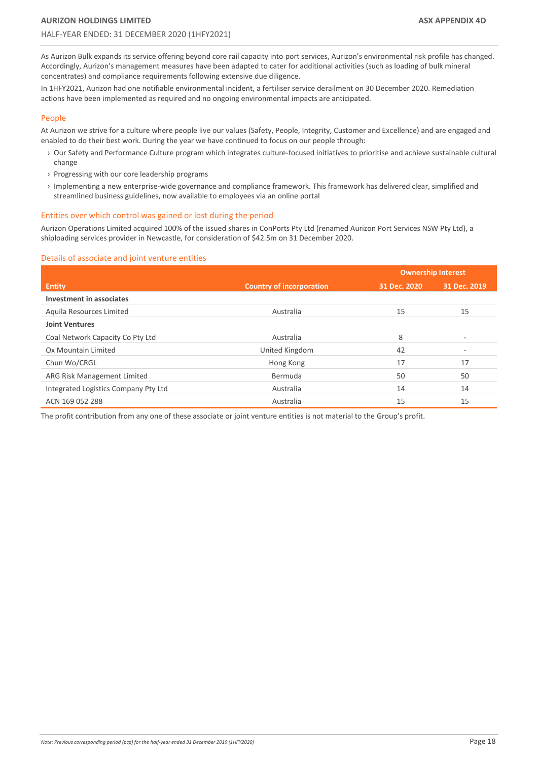As Aurizon Bulk expands its service offering beyond core rail capacity into port services, Aurizon's environmental risk profile has changed. Accordingly, Aurizon's management measures have been adapted to cater for additional activities (such as loading of bulk mineral concentrates) and compliance requirements following extensive due diligence.

In 1HFY2021, Aurizon had one notifiable environmental incident, a fertiliser service derailment on 30 December 2020. Remediation actions have been implemented as required and no ongoing environmental impacts are anticipated.

## People

At Aurizon we strive for a culture where people live our values (Safety, People, Integrity, Customer and Excellence) and are engaged and enabled to do their best work. During the year we have continued to focus on our people through:

- Our Safety and Performance Culture program which integrates culture-focused initiatives to prioritise and achieve sustainable cultural change
- Progressing with our core leadership programs
- Implementing a new enterprise-wide governance and compliance framework. This framework has delivered clear, simplified and streamlined business guidelines, now available to employees via an online portal

## Entities over which control was gained or lost during the period

Aurizon Operations Limited acquired 100% of the issued shares in ConPorts Pty Ltd (renamed Aurizon Port Services NSW Pty Ltd), a shiploading services provider in Newcastle, for consideration of $42.5m on 31 December 2020.

## Details of associate and joint venture entities

| | | Ownership Interest | |
|---|---|---|---|
| **Entity** | **Country of incorporation** | **31 Dec. 2020** | **31 Dec. 2019** |
| **Investment in associates** | | | |
| Aquila Resources Limited | Australia | 15 | 15 |
| **Joint Ventures** | | | |
| Coal Network Capacity Co Pty Ltd | Australia | 8 | - |
| Ox Mountain Limited | United Kingdom | 42 | - |
| Chun Wo/CRGL | Hong Kong | 17 | 17 |
| ARG Risk Management Limited | Bermuda | 50 | 50 |
| Integrated Logistics Company Pty Ltd | Australia | 14 | 14 |
| ACN 169 052 288 | Australia | 15 | 15 |

The profit contribution from any one of these associate or joint venture entities is not material to the Group's profit.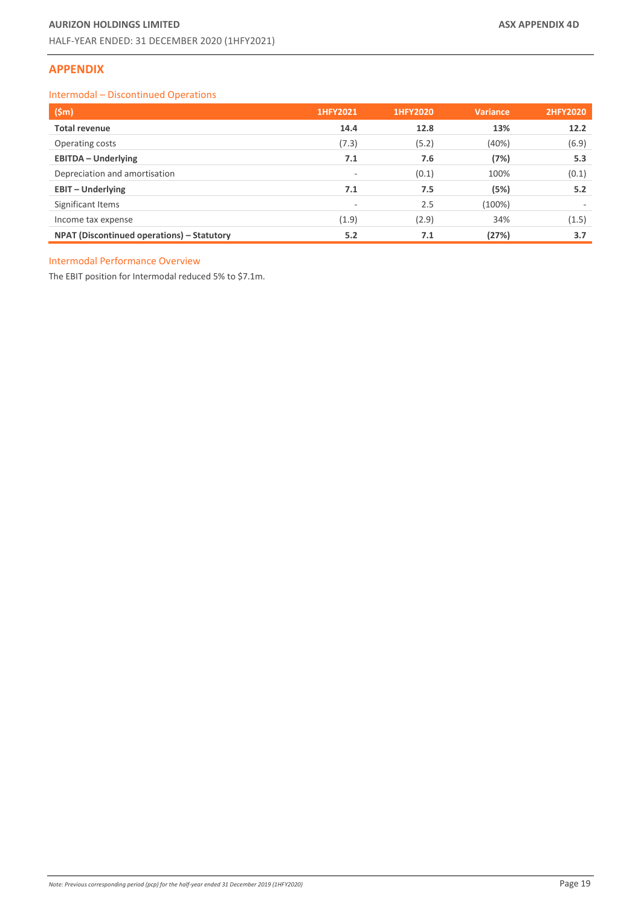## APPENDIX

### Intermodal – Discontinued Operations

| ($m) | 1HFY2021 | 1HFY2020 | Variance | 2HFY2020 |
|---|---|---|---|---|
| **Total revenue** | **14.4** | **12.8** | **13%** | **12.2** |
| Operating costs | (7.3) | (5.2) | (40%) | (6.9) |
| **EBITDA – Underlying** | **7.1** | **7.6** | **(7%)** | **5.3** |
| Depreciation and amortisation | - | (0.1) | 100% | (0.1) |
| **EBIT – Underlying** | **7.1** | **7.5** | **(5%)** | **5.2** |
| Significant Items | - | 2.5 | (100%) | - |
| Income tax expense | (1.9) | (2.9) | 34% | (1.5) |
| **NPAT (Discontinued operations) – Statutory** | **5.2** | **7.1** | **(27%)** | **3.7** |

### Intermodal Performance Overview

The EBIT position for Intermodal reduced 5% to $7.1m.

*Note: Previous corresponding period (pcp) for the half-year ended 31 December 2019 (1HFY2020)*